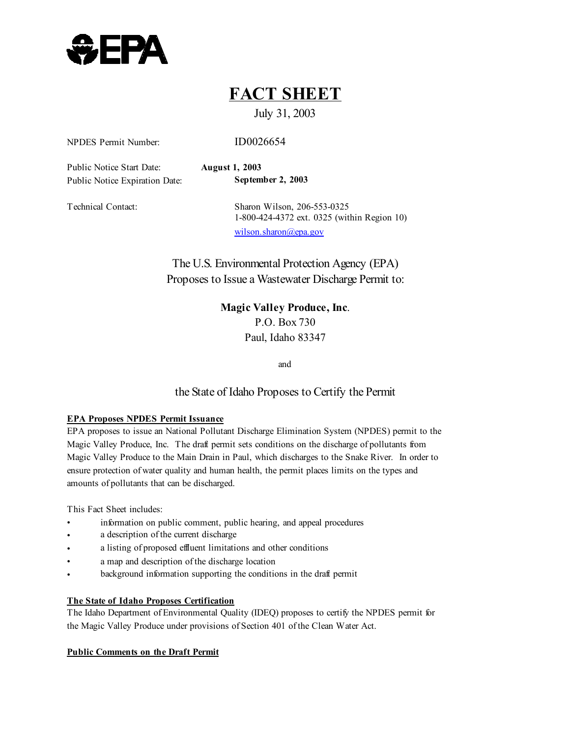EPA

# FACT SHEET

July 31, 2003

NPDES Permit Number: ID0026654

Public Notice Start Date: **August 1, 2003**
Public Notice Expiration Date: **September 2, 2003**

Technical Contact: Sharon Wilson, 206-553-0325
1-800-424-4372 ext. 0325 (within Region 10)
wilson.sharon@epa.gov

The U.S. Environmental Protection Agency (EPA)
Proposes to Issue a Wastewater Discharge Permit to:

**Magic Valley Produce, Inc.**
P.O. Box 730
Paul, Idaho 83347

and

the State of Idaho Proposes to Certify the Permit

**EPA Proposes NPDES Permit Issuance**

EPA proposes to issue an National Pollutant Discharge Elimination System (NPDES) permit to the Magic Valley Produce, Inc. The draft permit sets conditions on the discharge of pollutants from Magic Valley Produce to the Main Drain in Paul, which discharges to the Snake River. In order to ensure protection of water quality and human health, the permit places limits on the types and amounts of pollutants that can be discharged.

This Fact Sheet includes:

- information on public comment, public hearing, and appeal procedures
- a description of the current discharge
- a listing of proposed effluent limitations and other conditions
- a map and description of the discharge location
- background information supporting the conditions in the draft permit

**The State of Idaho Proposes Certification**

The Idaho Department of Environmental Quality (IDEQ) proposes to certify the NPDES permit for the Magic Valley Produce under provisions of Section 401 of the Clean Water Act.

**Public Comments on the Draft Permit**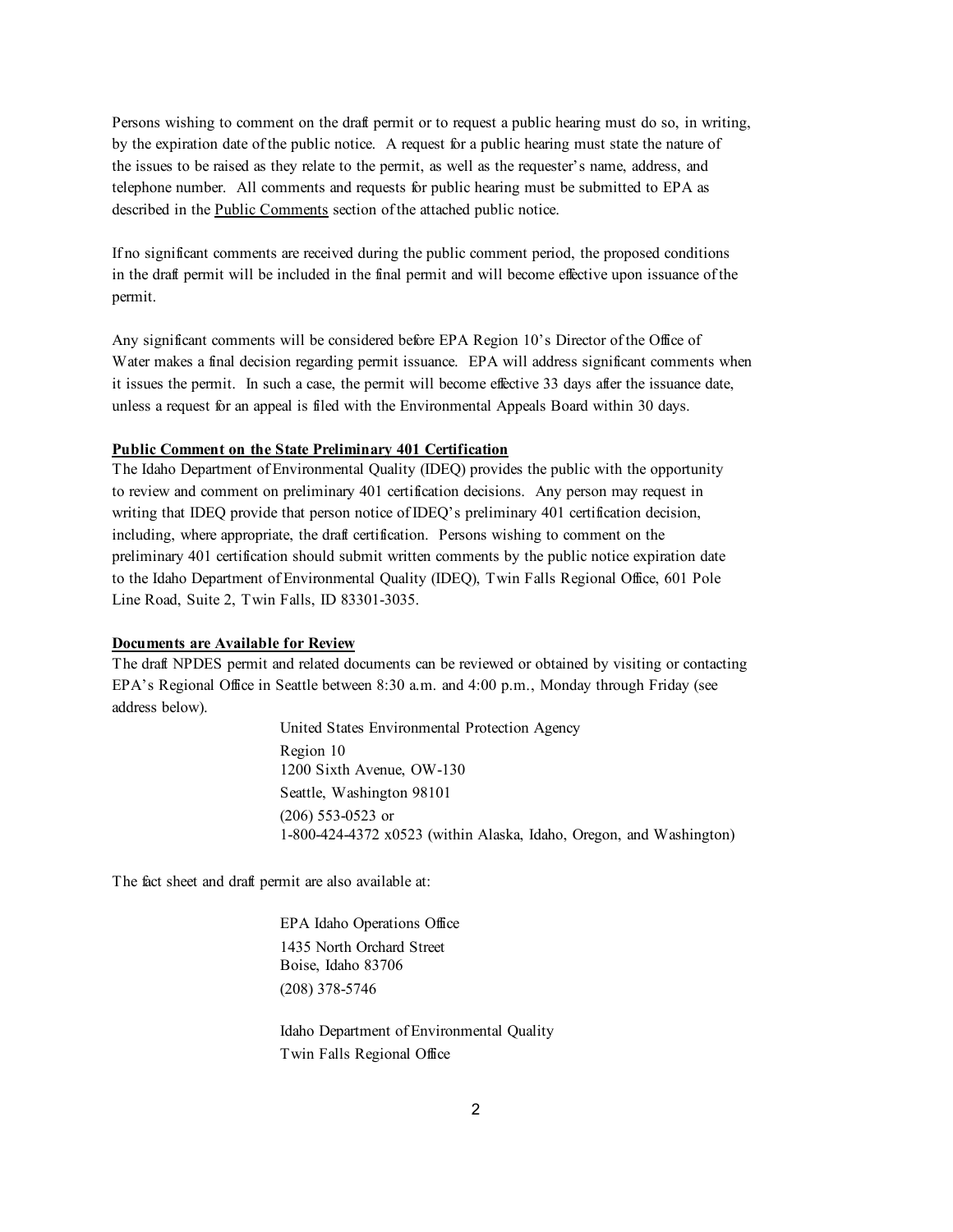Persons wishing to comment on the draft permit or to request a public hearing must do so, in writing, by the expiration date of the public notice. A request for a public hearing must state the nature of the issues to be raised as they relate to the permit, as well as the requester's name, address, and telephone number. All comments and requests for public hearing must be submitted to EPA as described in the Public Comments section of the attached public notice.

If no significant comments are received during the public comment period, the proposed conditions in the draft permit will be included in the final permit and will become effective upon issuance of the permit.

Any significant comments will be considered before EPA Region 10's Director of the Office of Water makes a final decision regarding permit issuance. EPA will address significant comments when it issues the permit. In such a case, the permit will become effective 33 days after the issuance date, unless a request for an appeal is filed with the Environmental Appeals Board within 30 days.

**Public Comment on the State Preliminary 401 Certification**

The Idaho Department of Environmental Quality (IDEQ) provides the public with the opportunity to review and comment on preliminary 401 certification decisions. Any person may request in writing that IDEQ provide that person notice of IDEQ's preliminary 401 certification decision, including, where appropriate, the draft certification. Persons wishing to comment on the preliminary 401 certification should submit written comments by the public notice expiration date to the Idaho Department of Environmental Quality (IDEQ), Twin Falls Regional Office, 601 Pole Line Road, Suite 2, Twin Falls, ID 83301-3035.

**Documents are Available for Review**

The draft NPDES permit and related documents can be reviewed or obtained by visiting or contacting EPA's Regional Office in Seattle between 8:30 a.m. and 4:00 p.m., Monday through Friday (see address below).

United States Environmental Protection Agency
Region 10
1200 Sixth Avenue, OW-130
Seattle, Washington 98101
(206) 553-0523 or
1-800-424-4372 x0523 (within Alaska, Idaho, Oregon, and Washington)

The fact sheet and draft permit are also available at:

EPA Idaho Operations Office
1435 North Orchard Street
Boise, Idaho 83706
(208) 378-5746

Idaho Department of Environmental Quality
Twin Falls Regional Office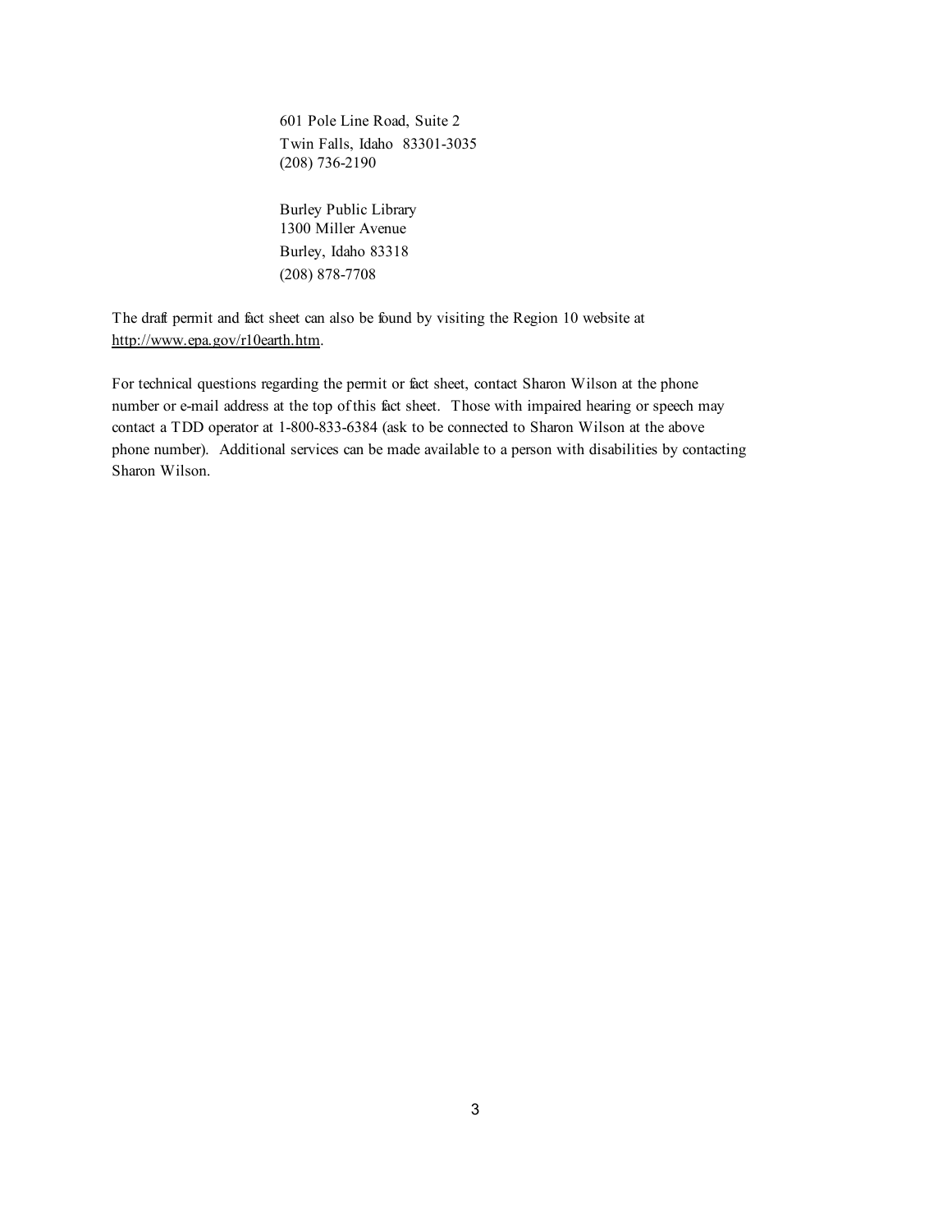601 Pole Line Road, Suite 2
Twin Falls, Idaho 83301-3035
(208) 736-2190

Burley Public Library
1300 Miller Avenue
Burley, Idaho 83318
(208) 878-7708

The draft permit and fact sheet can also be found by visiting the Region 10 website at http://www.epa.gov/r10earth.htm.

For technical questions regarding the permit or fact sheet, contact Sharon Wilson at the phone number or e-mail address at the top of this fact sheet. Those with impaired hearing or speech may contact a TDD operator at 1-800-833-6384 (ask to be connected to Sharon Wilson at the above phone number). Additional services can be made available to a person with disabilities by contacting Sharon Wilson.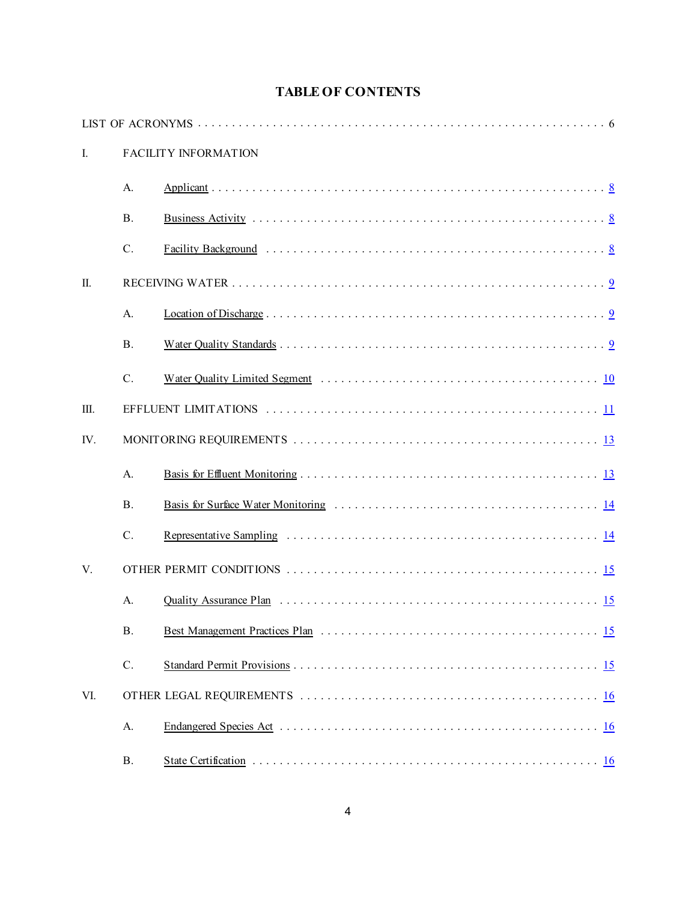# TABLE OF CONTENTS

LIST OF ACRONYMS . . . . . . . . . . . . . . . . . . . . . . . . . . . . . . . . . . . . . . . . . . . . . . . . . . . . . . . . . . . 6

I. FACILITY INFORMATION

- A. Applicant . . . . . . . . . . . . . . . . . . . . . . . . . . . . . . . . . . . . . . . . . . . . . . . . . . . . . . . . . . . 8
- B. Business Activity . . . . . . . . . . . . . . . . . . . . . . . . . . . . . . . . . . . . . . . . . . . . . . . . . . . . . 8
- C. Facility Background . . . . . . . . . . . . . . . . . . . . . . . . . . . . . . . . . . . . . . . . . . . . . . . . . . . 8

II. RECEIVING WATER . . . . . . . . . . . . . . . . . . . . . . . . . . . . . . . . . . . . . . . . . . . . . . . . . . . . . . . 9

- A. Location of Discharge . . . . . . . . . . . . . . . . . . . . . . . . . . . . . . . . . . . . . . . . . . . . . . . . . . 9
- B. Water Quality Standards . . . . . . . . . . . . . . . . . . . . . . . . . . . . . . . . . . . . . . . . . . . . . . . . 9
- C. Water Quality Limited Segment . . . . . . . . . . . . . . . . . . . . . . . . . . . . . . . . . . . . . . . . . . 10

III. EFFLUENT LIMITATIONS . . . . . . . . . . . . . . . . . . . . . . . . . . . . . . . . . . . . . . . . . . . . . . . . . . 11

IV. MONITORING REQUIREMENTS . . . . . . . . . . . . . . . . . . . . . . . . . . . . . . . . . . . . . . . . . . . . . 13

- A. Basis for Effluent Monitoring . . . . . . . . . . . . . . . . . . . . . . . . . . . . . . . . . . . . . . . . . . . . 13
- B. Basis for Surface Water Monitoring . . . . . . . . . . . . . . . . . . . . . . . . . . . . . . . . . . . . . . . 14
- C. Representative Sampling . . . . . . . . . . . . . . . . . . . . . . . . . . . . . . . . . . . . . . . . . . . . . . . 14

V. OTHER PERMIT CONDITIONS . . . . . . . . . . . . . . . . . . . . . . . . . . . . . . . . . . . . . . . . . . . . . . . 15

- A. Quality Assurance Plan . . . . . . . . . . . . . . . . . . . . . . . . . . . . . . . . . . . . . . . . . . . . . . . . . 15
- B. Best Management Practices Plan . . . . . . . . . . . . . . . . . . . . . . . . . . . . . . . . . . . . . . . . . 15
- C. Standard Permit Provisions . . . . . . . . . . . . . . . . . . . . . . . . . . . . . . . . . . . . . . . . . . . . . . 15

VI. OTHER LEGAL REQUIREMENTS . . . . . . . . . . . . . . . . . . . . . . . . . . . . . . . . . . . . . . . . . . . . . 16

- A. Endangered Species Act . . . . . . . . . . . . . . . . . . . . . . . . . . . . . . . . . . . . . . . . . . . . . . . . 16
- B. State Certification . . . . . . . . . . . . . . . . . . . . . . . . . . . . . . . . . . . . . . . . . . . . . . . . . . . . 16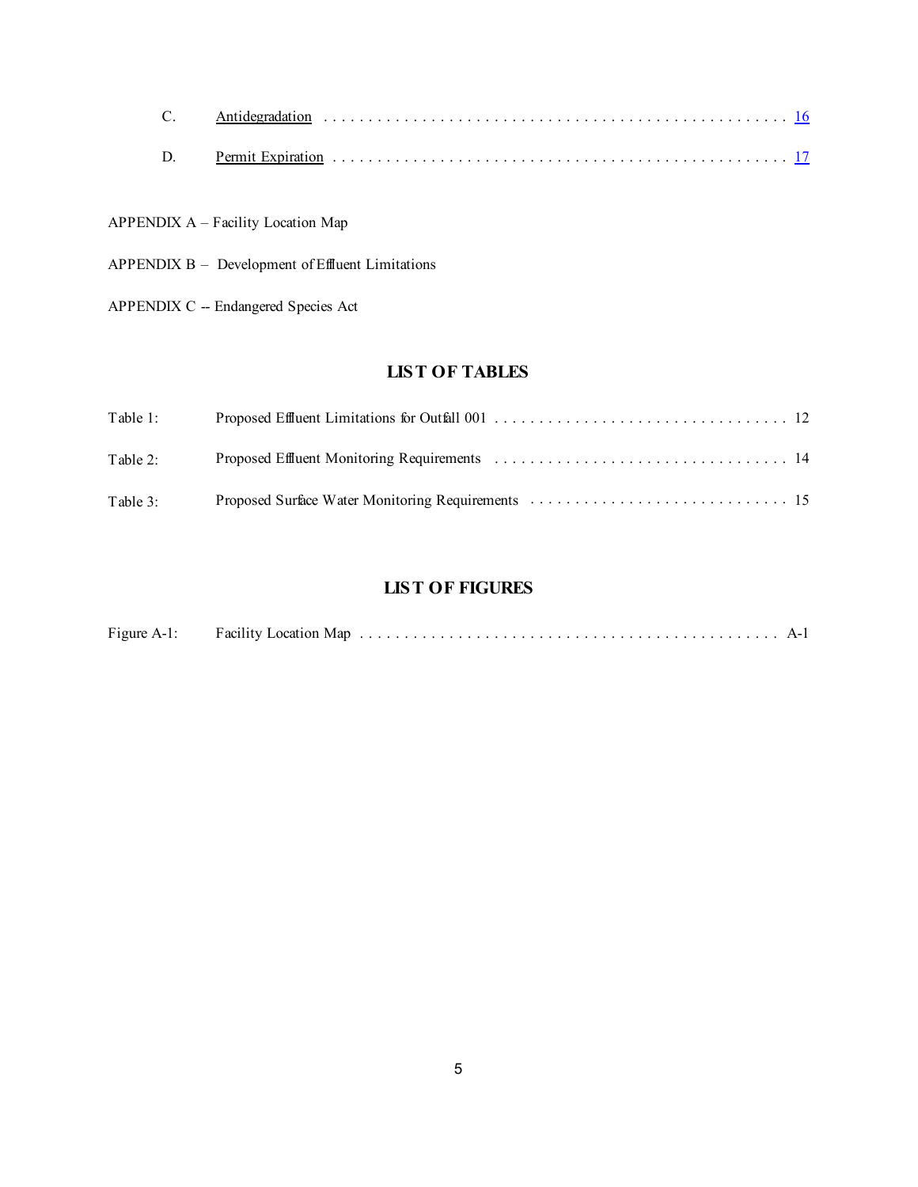C. Antidegradation . . . . . . . . . . . . . . . . . . . . . . . . . . . . . . . . . . . . . . . . . . . . . . . . . . . . . 16

D. Permit Expiration . . . . . . . . . . . . . . . . . . . . . . . . . . . . . . . . . . . . . . . . . . . . . . . . . . . . 17

APPENDIX A – Facility Location Map

APPENDIX B – Development of Effluent Limitations

APPENDIX C -- Endangered Species Act

## LIST OF TABLES

Table 1: Proposed Effluent Limitations for Outfall 001 . . . . . . . . . . . . . . . . . . . . . . . . . . . . . . . . . 12

Table 2: Proposed Effluent Monitoring Requirements . . . . . . . . . . . . . . . . . . . . . . . . . . . . . . . . . 14

Table 3: Proposed Surface Water Monitoring Requirements . . . . . . . . . . . . . . . . . . . . . . . . . . . . . 15

## LIST OF FIGURES

Figure A-1: Facility Location Map . . . . . . . . . . . . . . . . . . . . . . . . . . . . . . . . . . . . . . . . . . . . . . . A-1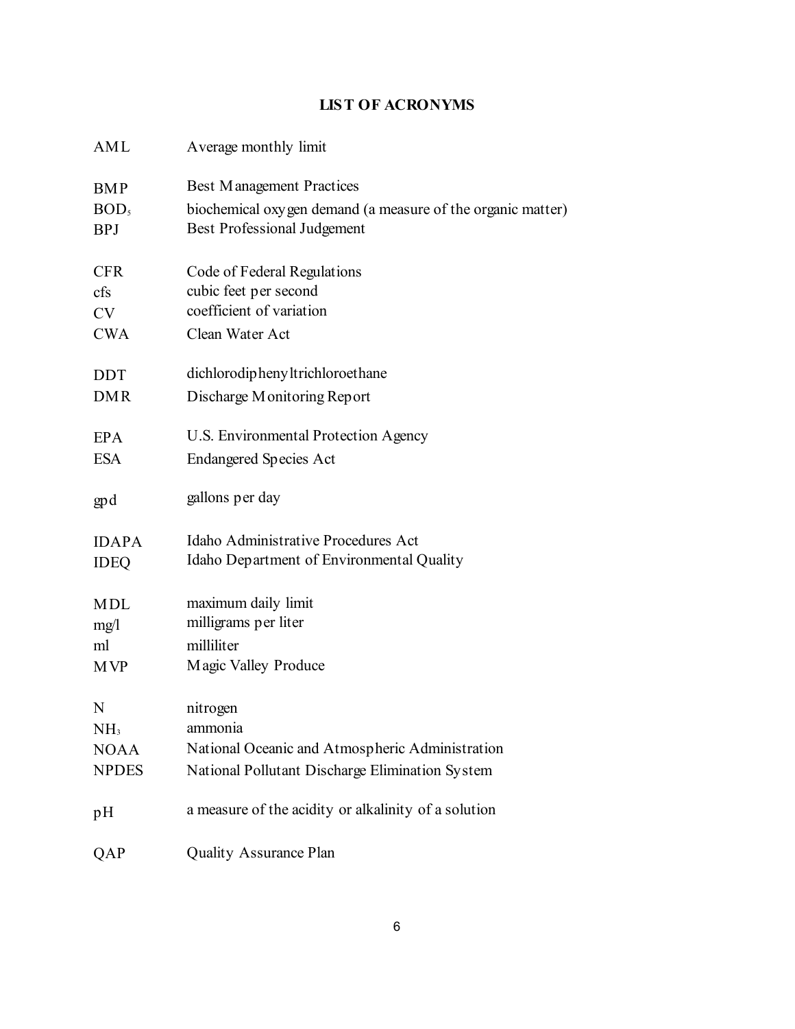# LIST OF ACRONYMS

| | |
|---|---|
| AML | Average monthly limit |
| BMP | Best Management Practices |
| $BOD_5$ | biochemical oxygen demand (a measure of the organic matter) |
| BPJ | Best Professional Judgement |
| CFR | Code of Federal Regulations |
| cfs | cubic feet per second |
| CV | coefficient of variation |
| CWA | Clean Water Act |
| DDT | dichlorodiphenyltrichloroethane |
| DMR | Discharge Monitoring Report |
| EPA | U.S. Environmental Protection Agency |
| ESA | Endangered Species Act |
| gpd | gallons per day |
| IDAPA | Idaho Administrative Procedures Act |
| IDEQ | Idaho Department of Environmental Quality |
| MDL | maximum daily limit |
| mg/l | milligrams per liter |
| ml | milliliter |
| MVP | Magic Valley Produce |
| N | nitrogen |
| $NH_3$ | ammonia |
| NOAA | National Oceanic and Atmospheric Administration |
| NPDES | National Pollutant Discharge Elimination System |
| pH | a measure of the acidity or alkalinity of a solution |
| QAP | Quality Assurance Plan |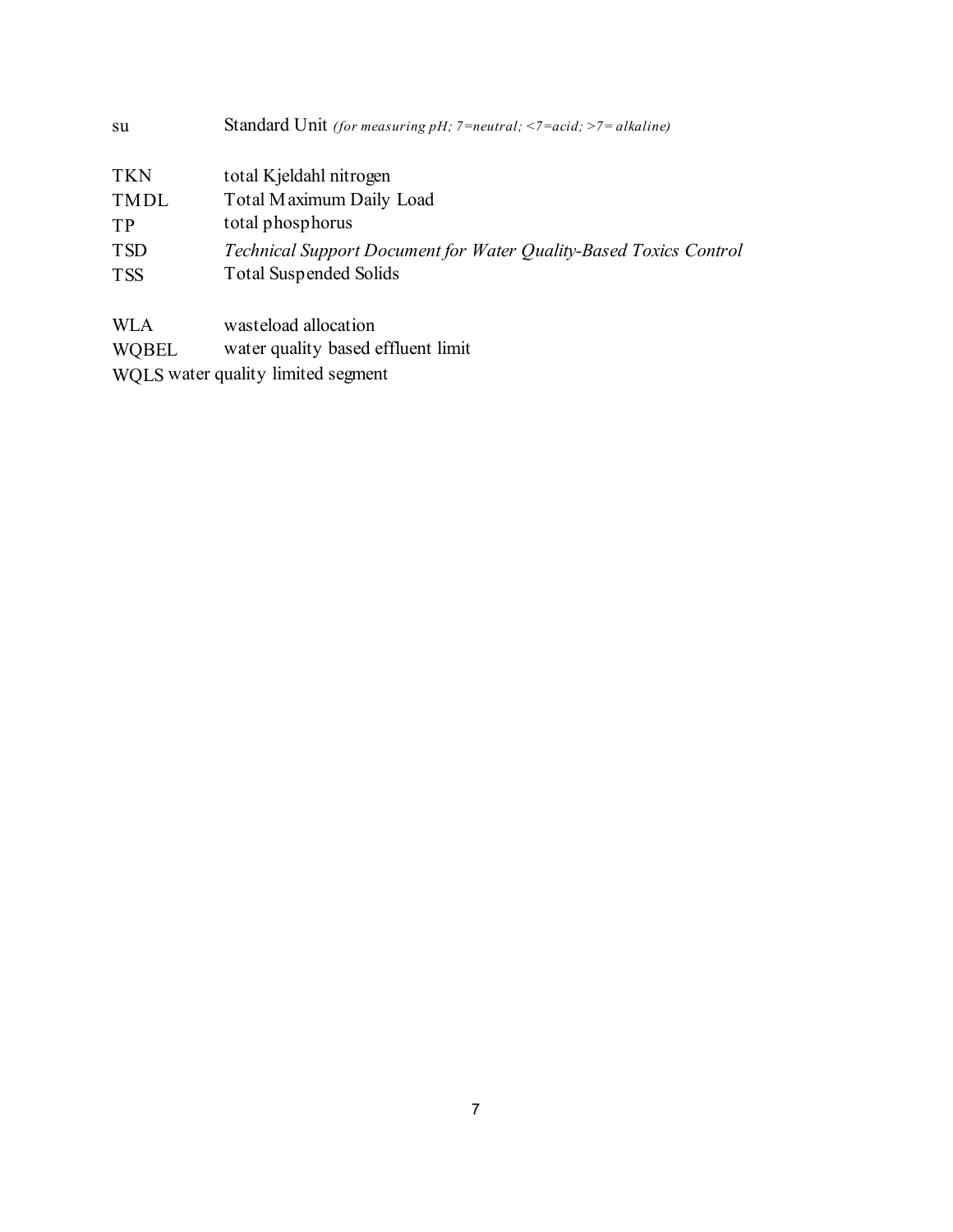su Standard Unit *(for measuring pH; 7=neutral; <7=acid; >7= alkaline)*

TKN total Kjeldahl nitrogen  
TMDL Total Maximum Daily Load  
TP total phosphorus  
TSD *Technical Support Document for Water Quality-Based Toxics Control*  
TSS Total Suspended Solids

WLA wasteload allocation  
WQBEL water quality based effluent limit  
WQLS water quality limited segment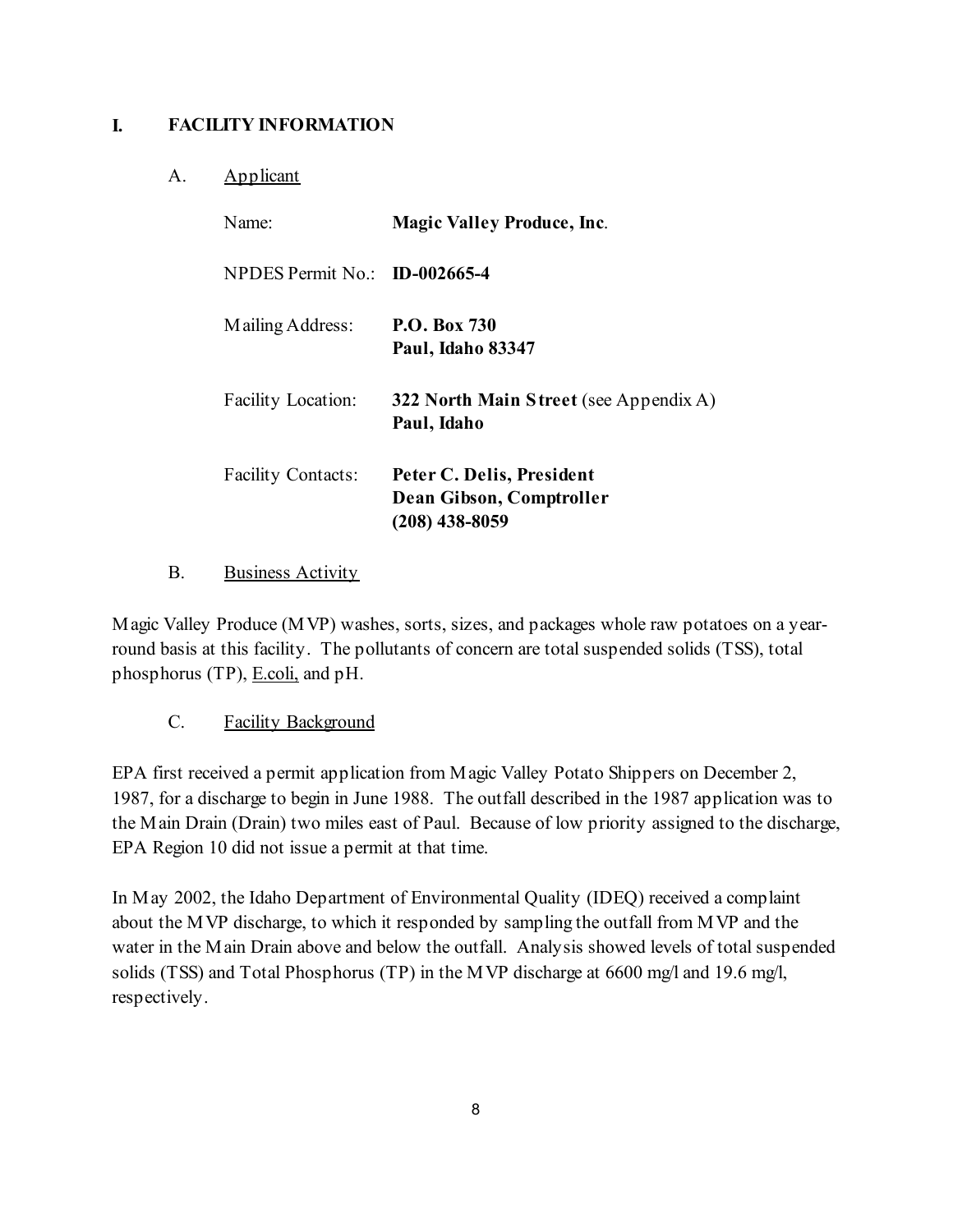# I. FACILITY INFORMATION

## A. Applicant

Name: **Magic Valley Produce, Inc.**

NPDES Permit No.: **ID-002665-4**

Mailing Address: **P.O. Box 730**
**Paul, Idaho 83347**

Facility Location: **322 North Main Street** (see Appendix A)
**Paul, Idaho**

Facility Contacts: **Peter C. Delis, President**
**Dean Gibson, Comptroller**
**(208) 438-8059**

## B. Business Activity

Magic Valley Produce (MVP) washes, sorts, sizes, and packages whole raw potatoes on a year-round basis at this facility. The pollutants of concern are total suspended solids (TSS), total phosphorus (TP), E.coli, and pH.

## C. Facility Background

EPA first received a permit application from Magic Valley Potato Shippers on December 2, 1987, for a discharge to begin in June 1988. The outfall described in the 1987 application was to the Main Drain (Drain) two miles east of Paul. Because of low priority assigned to the discharge, EPA Region 10 did not issue a permit at that time.

In May 2002, the Idaho Department of Environmental Quality (IDEQ) received a complaint about the MVP discharge, to which it responded by sampling the outfall from MVP and the water in the Main Drain above and below the outfall. Analysis showed levels of total suspended solids (TSS) and Total Phosphorus (TP) in the MVP discharge at 6600 mg/l and 19.6 mg/l, respectively.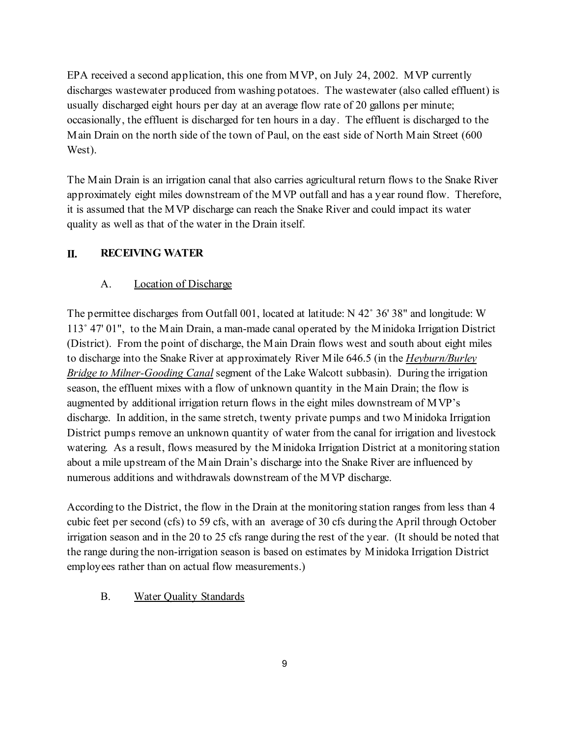EPA received a second application, this one from MVP, on July 24, 2002. MVP currently discharges wastewater produced from washing potatoes. The wastewater (also called effluent) is usually discharged eight hours per day at an average flow rate of 20 gallons per minute; occasionally, the effluent is discharged for ten hours in a day. The effluent is discharged to the Main Drain on the north side of the town of Paul, on the east side of North Main Street (600 West).

The Main Drain is an irrigation canal that also carries agricultural return flows to the Snake River approximately eight miles downstream of the MVP outfall and has a year round flow. Therefore, it is assumed that the MVP discharge can reach the Snake River and could impact its water quality as well as that of the water in the Drain itself.

## II. RECEIVING WATER

### A. Location of Discharge

The permittee discharges from Outfall 001, located at latitude: N 42˚ 36' 38" and longitude: W 113˚ 47' 01", to the Main Drain, a man-made canal operated by the Minidoka Irrigation District (District). From the point of discharge, the Main Drain flows west and south about eight miles to discharge into the Snake River at approximately River Mile 646.5 (in the *Heyburn/Burley Bridge to Milner-Gooding Canal* segment of the Lake Walcott subbasin). During the irrigation season, the effluent mixes with a flow of unknown quantity in the Main Drain; the flow is augmented by additional irrigation return flows in the eight miles downstream of MVP's discharge. In addition, in the same stretch, twenty private pumps and two Minidoka Irrigation District pumps remove an unknown quantity of water from the canal for irrigation and livestock watering. As a result, flows measured by the Minidoka Irrigation District at a monitoring station about a mile upstream of the Main Drain's discharge into the Snake River are influenced by numerous additions and withdrawals downstream of the MVP discharge.

According to the District, the flow in the Drain at the monitoring station ranges from less than 4 cubic feet per second (cfs) to 59 cfs, with an average of 30 cfs during the April through October irrigation season and in the 20 to 25 cfs range during the rest of the year. (It should be noted that the range during the non-irrigation season is based on estimates by Minidoka Irrigation District employees rather than on actual flow measurements.)

### B. Water Quality Standards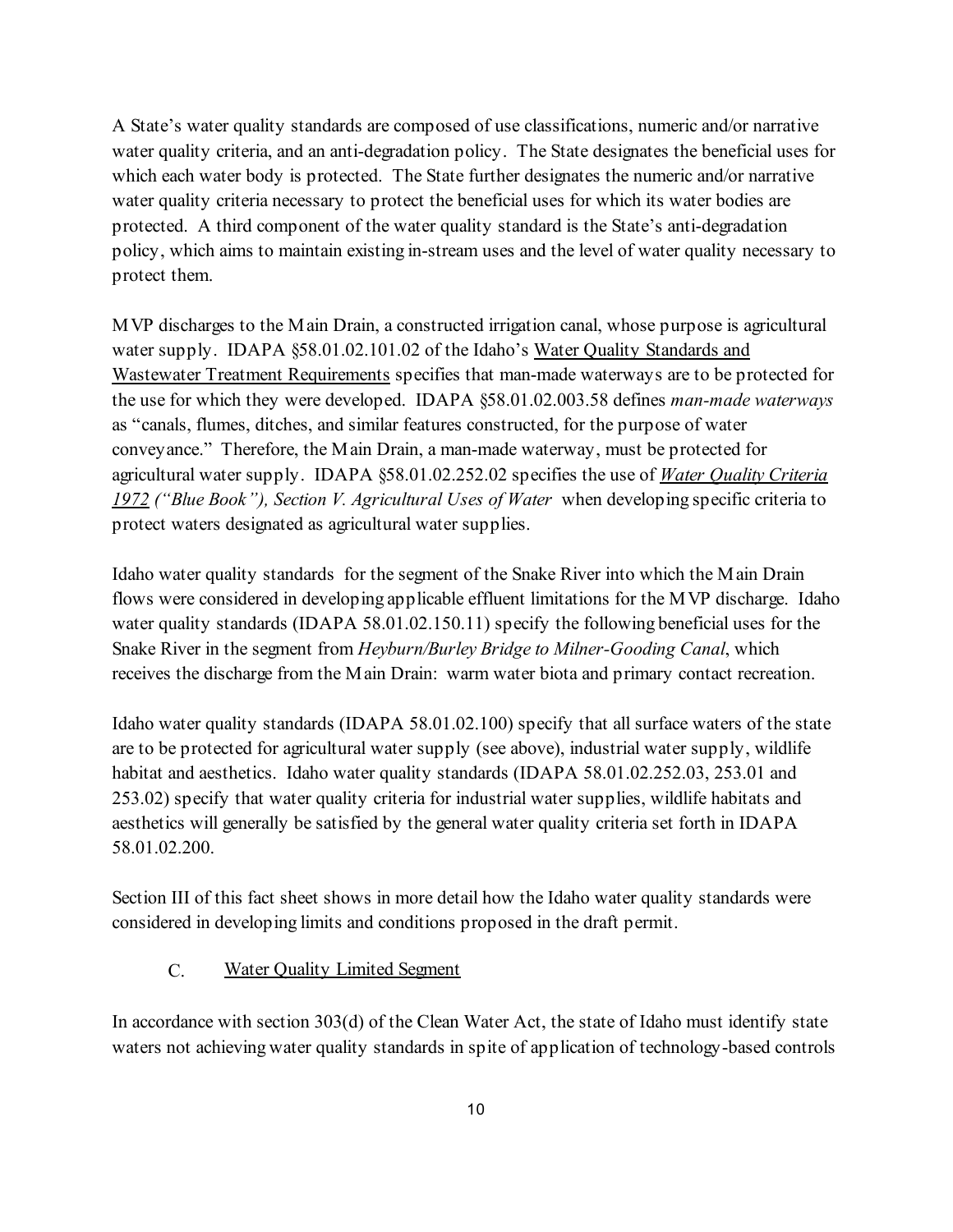A State's water quality standards are composed of use classifications, numeric and/or narrative water quality criteria, and an anti-degradation policy. The State designates the beneficial uses for which each water body is protected. The State further designates the numeric and/or narrative water quality criteria necessary to protect the beneficial uses for which its water bodies are protected. A third component of the water quality standard is the State's anti-degradation policy, which aims to maintain existing in-stream uses and the level of water quality necessary to protect them.

MVP discharges to the Main Drain, a constructed irrigation canal, whose purpose is agricultural water supply. IDAPA §58.01.02.101.02 of the Idaho's Water Quality Standards and Wastewater Treatment Requirements specifies that man-made waterways are to be protected for the use for which they were developed. IDAPA §58.01.02.003.58 defines *man-made waterways* as "canals, flumes, ditches, and similar features constructed, for the purpose of water conveyance." Therefore, the Main Drain, a man-made waterway, must be protected for agricultural water supply. IDAPA §58.01.02.252.02 specifies the use of ***Water Quality Criteria 1972*** *("Blue Book"), Section V. Agricultural Uses of Water* when developing specific criteria to protect waters designated as agricultural water supplies.

Idaho water quality standards for the segment of the Snake River into which the Main Drain flows were considered in developing applicable effluent limitations for the MVP discharge. Idaho water quality standards (IDAPA 58.01.02.150.11) specify the following beneficial uses for the Snake River in the segment from *Heyburn/Burley Bridge to Milner-Gooding Canal*, which receives the discharge from the Main Drain: warm water biota and primary contact recreation.

Idaho water quality standards (IDAPA 58.01.02.100) specify that all surface waters of the state are to be protected for agricultural water supply (see above), industrial water supply, wildlife habitat and aesthetics. Idaho water quality standards (IDAPA 58.01.02.252.03, 253.01 and 253.02) specify that water quality criteria for industrial water supplies, wildlife habitats and aesthetics will generally be satisfied by the general water quality criteria set forth in IDAPA 58.01.02.200.

Section III of this fact sheet shows in more detail how the Idaho water quality standards were considered in developing limits and conditions proposed in the draft permit.

### C. Water Quality Limited Segment

In accordance with section 303(d) of the Clean Water Act, the state of Idaho must identify state waters not achieving water quality standards in spite of application of technology-based controls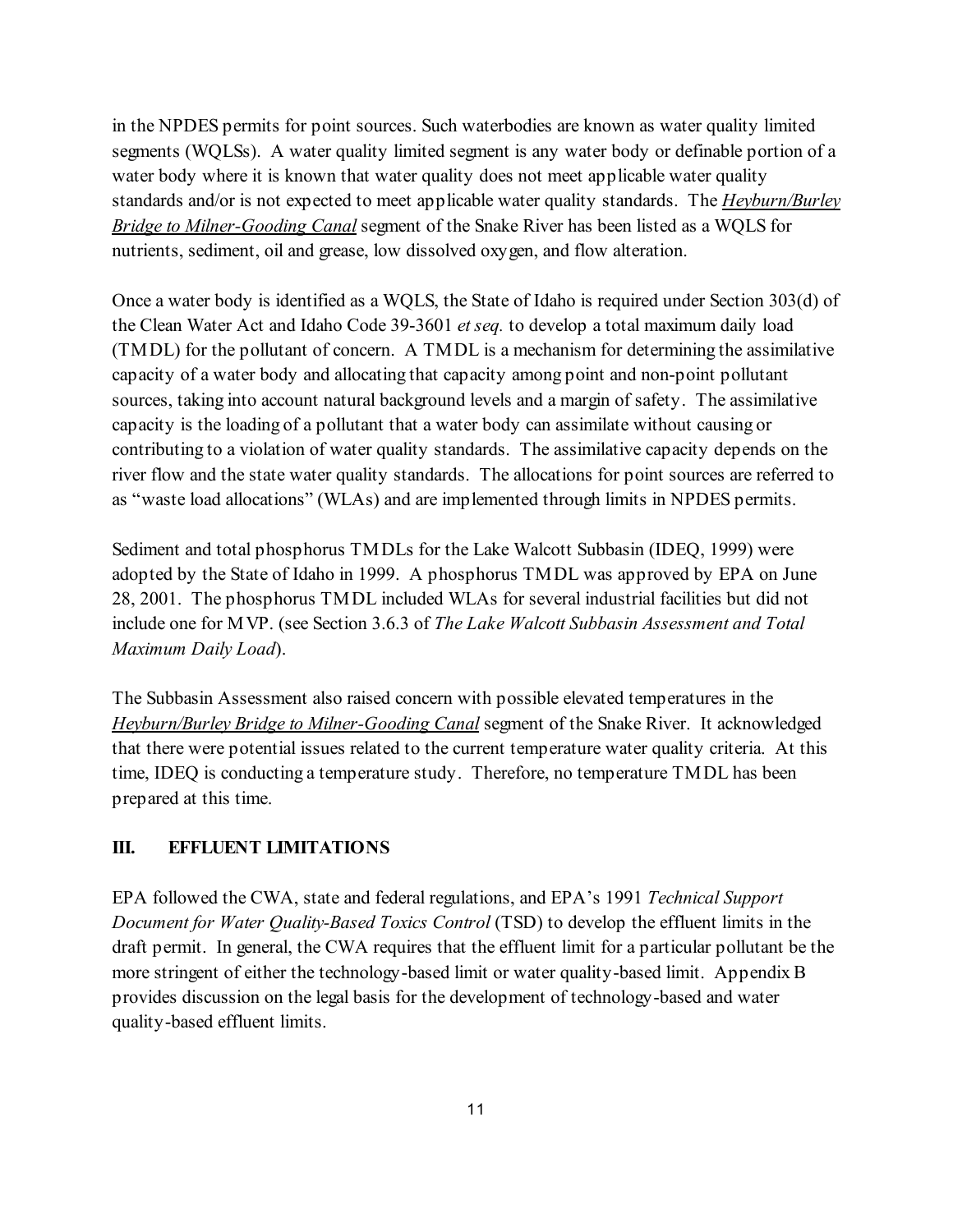in the NPDES permits for point sources. Such waterbodies are known as water quality limited segments (WQLSs). A water quality limited segment is any water body or definable portion of a water body where it is known that water quality does not meet applicable water quality standards and/or is not expected to meet applicable water quality standards. The *Heyburn/Burley Bridge to Milner-Gooding Canal* segment of the Snake River has been listed as a WQLS for nutrients, sediment, oil and grease, low dissolved oxygen, and flow alteration.

Once a water body is identified as a WQLS, the State of Idaho is required under Section 303(d) of the Clean Water Act and Idaho Code 39-3601 *et seq.* to develop a total maximum daily load (TMDL) for the pollutant of concern. A TMDL is a mechanism for determining the assimilative capacity of a water body and allocating that capacity among point and non-point pollutant sources, taking into account natural background levels and a margin of safety. The assimilative capacity is the loading of a pollutant that a water body can assimilate without causing or contributing to a violation of water quality standards. The assimilative capacity depends on the river flow and the state water quality standards. The allocations for point sources are referred to as "waste load allocations" (WLAs) and are implemented through limits in NPDES permits.

Sediment and total phosphorus TMDLs for the Lake Walcott Subbasin (IDEQ, 1999) were adopted by the State of Idaho in 1999. A phosphorus TMDL was approved by EPA on June 28, 2001. The phosphorus TMDL included WLAs for several industrial facilities but did not include one for MVP. (see Section 3.6.3 of *The Lake Walcott Subbasin Assessment and Total Maximum Daily Load*).

The Subbasin Assessment also raised concern with possible elevated temperatures in the *Heyburn/Burley Bridge to Milner-Gooding Canal* segment of the Snake River. It acknowledged that there were potential issues related to the current temperature water quality criteria. At this time, IDEQ is conducting a temperature study. Therefore, no temperature TMDL has been prepared at this time.

## III. EFFLUENT LIMITATIONS

EPA followed the CWA, state and federal regulations, and EPA's 1991 *Technical Support Document for Water Quality-Based Toxics Control* (TSD) to develop the effluent limits in the draft permit. In general, the CWA requires that the effluent limit for a particular pollutant be the more stringent of either the technology-based limit or water quality-based limit. Appendix B provides discussion on the legal basis for the development of technology-based and water quality-based effluent limits.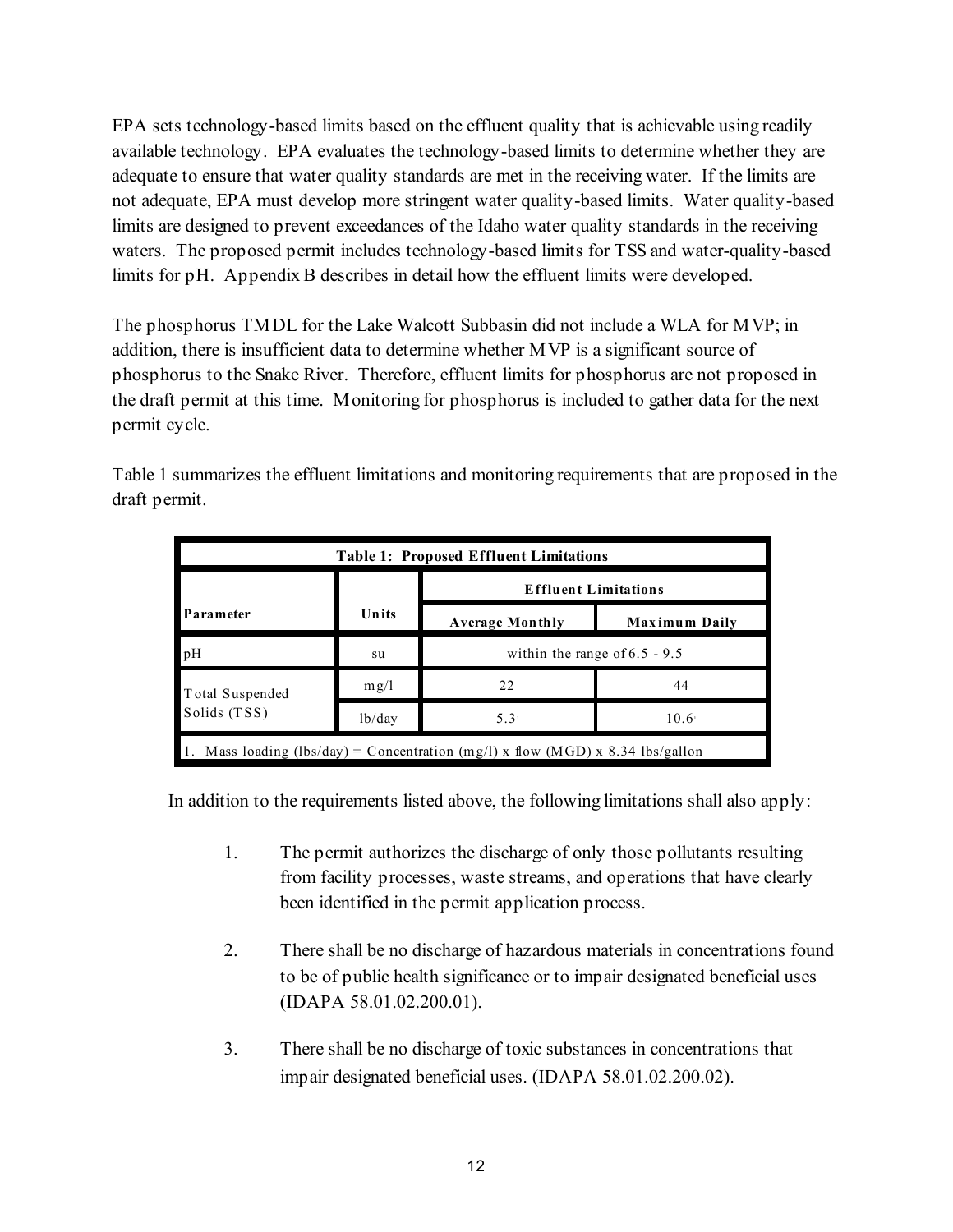EPA sets technology-based limits based on the effluent quality that is achievable using readily available technology. EPA evaluates the technology-based limits to determine whether they are adequate to ensure that water quality standards are met in the receiving water. If the limits are not adequate, EPA must develop more stringent water quality-based limits. Water quality-based limits are designed to prevent exceedances of the Idaho water quality standards in the receiving waters. The proposed permit includes technology-based limits for TSS and water-quality-based limits for pH. Appendix B describes in detail how the effluent limits were developed.

The phosphorus TMDL for the Lake Walcott Subbasin did not include a WLA for MVP; in addition, there is insufficient data to determine whether MVP is a significant source of phosphorus to the Snake River. Therefore, effluent limits for phosphorus are not proposed in the draft permit at this time. Monitoring for phosphorus is included to gather data for the next permit cycle.

Table 1 summarizes the effluent limitations and monitoring requirements that are proposed in the draft permit.

**Table 1: Proposed Effluent Limitations**

| Parameter | Units | Effluent Limitations | |
|---|---|---|---|
| | | Average Monthly | Maximum Daily |
| pH | su | within the range of 6.5 - 9.5 | |
| Total Suspended Solids (TSS) | mg/l | 22 | 44 |
| | lb/day | 5.3[1] | 10.6[1] |

1. Mass loading (lbs/day) = Concentration (mg/l) x flow (MGD) x 8.34 lbs/gallon

In addition to the requirements listed above, the following limitations shall also apply:

1. The permit authorizes the discharge of only those pollutants resulting from facility processes, waste streams, and operations that have clearly been identified in the permit application process.

2. There shall be no discharge of hazardous materials in concentrations found to be of public health significance or to impair designated beneficial uses (IDAPA 58.01.02.200.01).

3. There shall be no discharge of toxic substances in concentrations that impair designated beneficial uses. (IDAPA 58.01.02.200.02).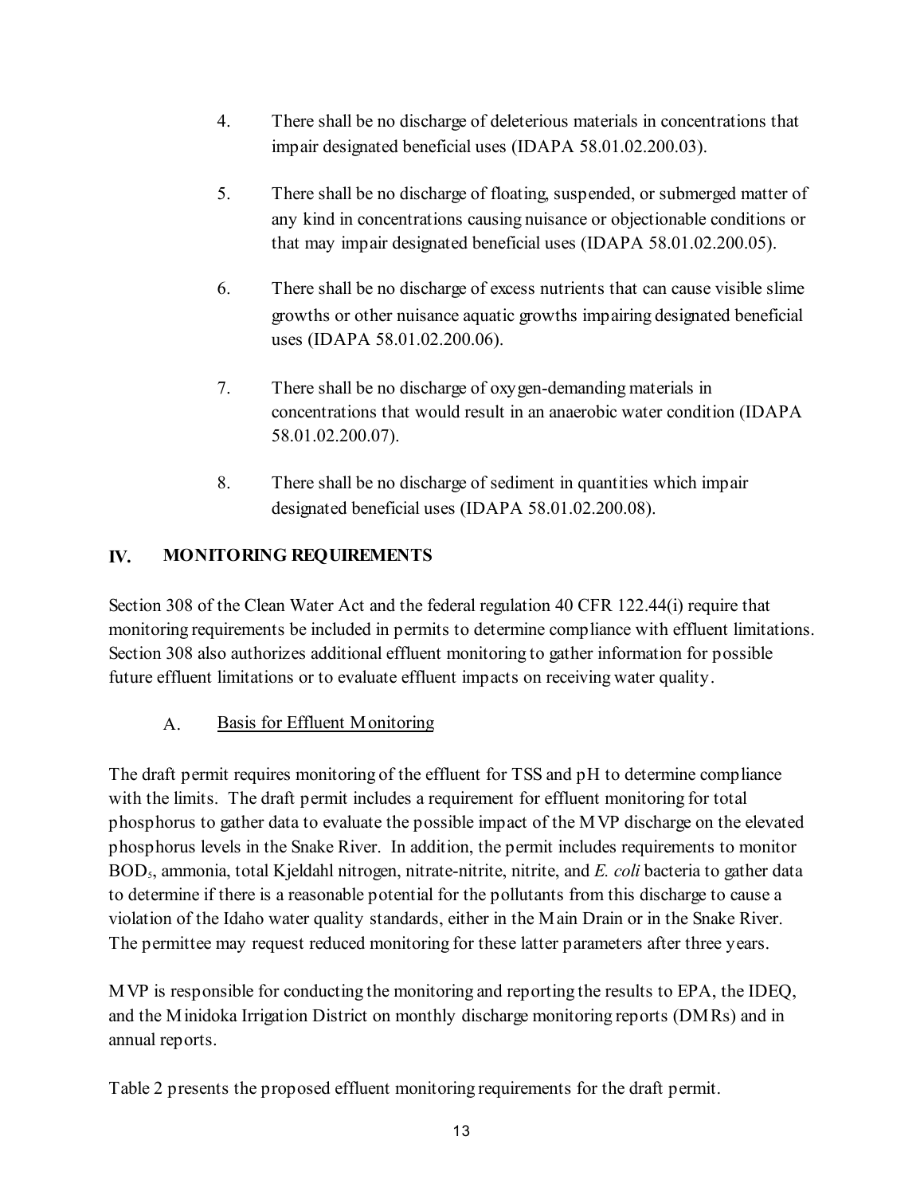4. There shall be no discharge of deleterious materials in concentrations that impair designated beneficial uses (IDAPA 58.01.02.200.03).

5. There shall be no discharge of floating, suspended, or submerged matter of any kind in concentrations causing nuisance or objectionable conditions or that may impair designated beneficial uses (IDAPA 58.01.02.200.05).

6. There shall be no discharge of excess nutrients that can cause visible slime growths or other nuisance aquatic growths impairing designated beneficial uses (IDAPA 58.01.02.200.06).

7. There shall be no discharge of oxygen-demanding materials in concentrations that would result in an anaerobic water condition (IDAPA 58.01.02.200.07).

8. There shall be no discharge of sediment in quantities which impair designated beneficial uses (IDAPA 58.01.02.200.08).

## IV. MONITORING REQUIREMENTS

Section 308 of the Clean Water Act and the federal regulation 40 CFR 122.44(i) require that monitoring requirements be included in permits to determine compliance with effluent limitations. Section 308 also authorizes additional effluent monitoring to gather information for possible future effluent limitations or to evaluate effluent impacts on receiving water quality.

### A. Basis for Effluent Monitoring

The draft permit requires monitoring of the effluent for TSS and pH to determine compliance with the limits. The draft permit includes a requirement for effluent monitoring for total phosphorus to gather data to evaluate the possible impact of the MVP discharge on the elevated phosphorus levels in the Snake River. In addition, the permit includes requirements to monitor $BOD_5$, ammonia, total Kjeldahl nitrogen, nitrate-nitrite, nitrite, and *E. coli* bacteria to gather data to determine if there is a reasonable potential for the pollutants from this discharge to cause a violation of the Idaho water quality standards, either in the Main Drain or in the Snake River. The permittee may request reduced monitoring for these latter parameters after three years.

MVP is responsible for conducting the monitoring and reporting the results to EPA, the IDEQ, and the Minidoka Irrigation District on monthly discharge monitoring reports (DMRs) and in annual reports.

Table 2 presents the proposed effluent monitoring requirements for the draft permit.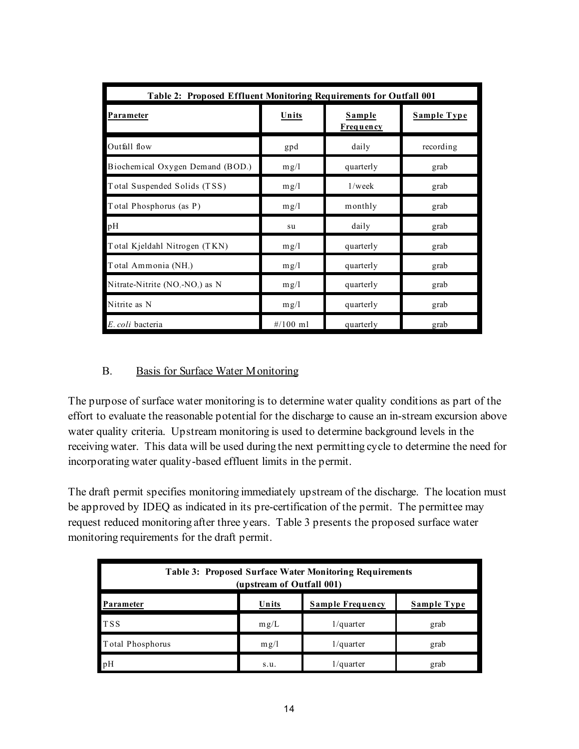| Table 2: Proposed Effluent Monitoring Requirements for Outfall 001 | | | |
|---|---|---|---|
| **Parameter** | **Units** | **Sample Frequency** | **Sample Type** |
| Outfall flow | gpd | daily | recording |
| Biochemical Oxygen Demand ($BOD_5$) | mg/l | quarterly | grab |
| Total Suspended Solids (TSS) | mg/l | 1/week | grab |
| Total Phosphorus (as P) | mg/l | monthly | grab |
| pH | su | daily | grab |
| Total Kjeldahl Nitrogen (TKN) | mg/l | quarterly | grab |
| Total Ammonia ($NH_3$) | mg/l | quarterly | grab |
| Nitrate-Nitrite ($NO_3$-$NO_2$) as N | mg/l | quarterly | grab |
| Nitrite as N | mg/l | quarterly | grab |
| *E. coli* bacteria | #/100 ml | quarterly | grab |

B. Basis for Surface Water Monitoring

The purpose of surface water monitoring is to determine water quality conditions as part of the effort to evaluate the reasonable potential for the discharge to cause an in-stream excursion above water quality criteria. Upstream monitoring is used to determine background levels in the receiving water. This data will be used during the next permitting cycle to determine the need for incorporating water quality-based effluent limits in the permit.

The draft permit specifies monitoring immediately upstream of the discharge. The location must be approved by IDEQ as indicated in its pre-certification of the permit. The permittee may request reduced monitoring after three years. Table 3 presents the proposed surface water monitoring requirements for the draft permit.

| Table 3: Proposed Surface Water Monitoring Requirements (upstream of Outfall 001) | | | |
|---|---|---|---|
| **Parameter** | **Units** | **Sample Frequency** | **Sample Type** |
| TSS | mg/L | 1/quarter | grab |
| Total Phosphorus | mg/l | 1/quarter | grab |
| pH | s.u. | 1/quarter | grab |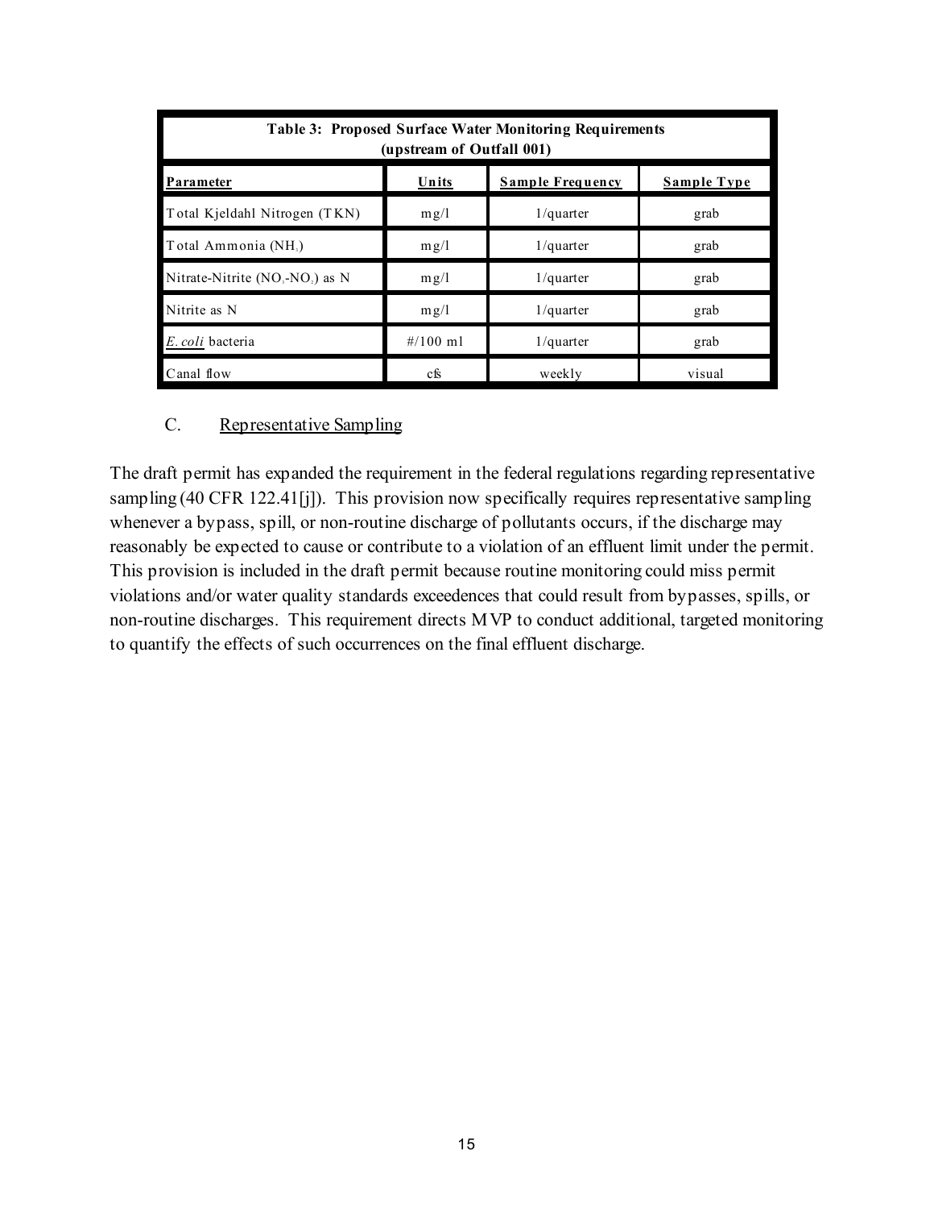| Table 3: Proposed Surface Water Monitoring Requirements (upstream of Outfall 001) | | | |
|---|---|---|---|
| **Parameter** | **Units** | **Sample Frequency** | **Sample Type** |
| Total Kjeldahl Nitrogen (TKN) | mg/l | 1/quarter | grab |
| Total Ammonia ($NH_3$) | mg/l | 1/quarter | grab |
| Nitrate-Nitrite ($NO_3$-$NO_2$) as N | mg/l | 1/quarter | grab |
| Nitrite as N | mg/l | 1/quarter | grab |
| *E. coli* bacteria | #/100 ml | 1/quarter | grab |
| Canal flow | cfs | weekly | visual |

### C. Representative Sampling

The draft permit has expanded the requirement in the federal regulations regarding representative sampling (40 CFR 122.41[j]). This provision now specifically requires representative sampling whenever a bypass, spill, or non-routine discharge of pollutants occurs, if the discharge may reasonably be expected to cause or contribute to a violation of an effluent limit under the permit. This provision is included in the draft permit because routine monitoring could miss permit violations and/or water quality standards exceedences that could result from bypasses, spills, or non-routine discharges. This requirement directs MVP to conduct additional, targeted monitoring to quantify the effects of such occurrences on the final effluent discharge.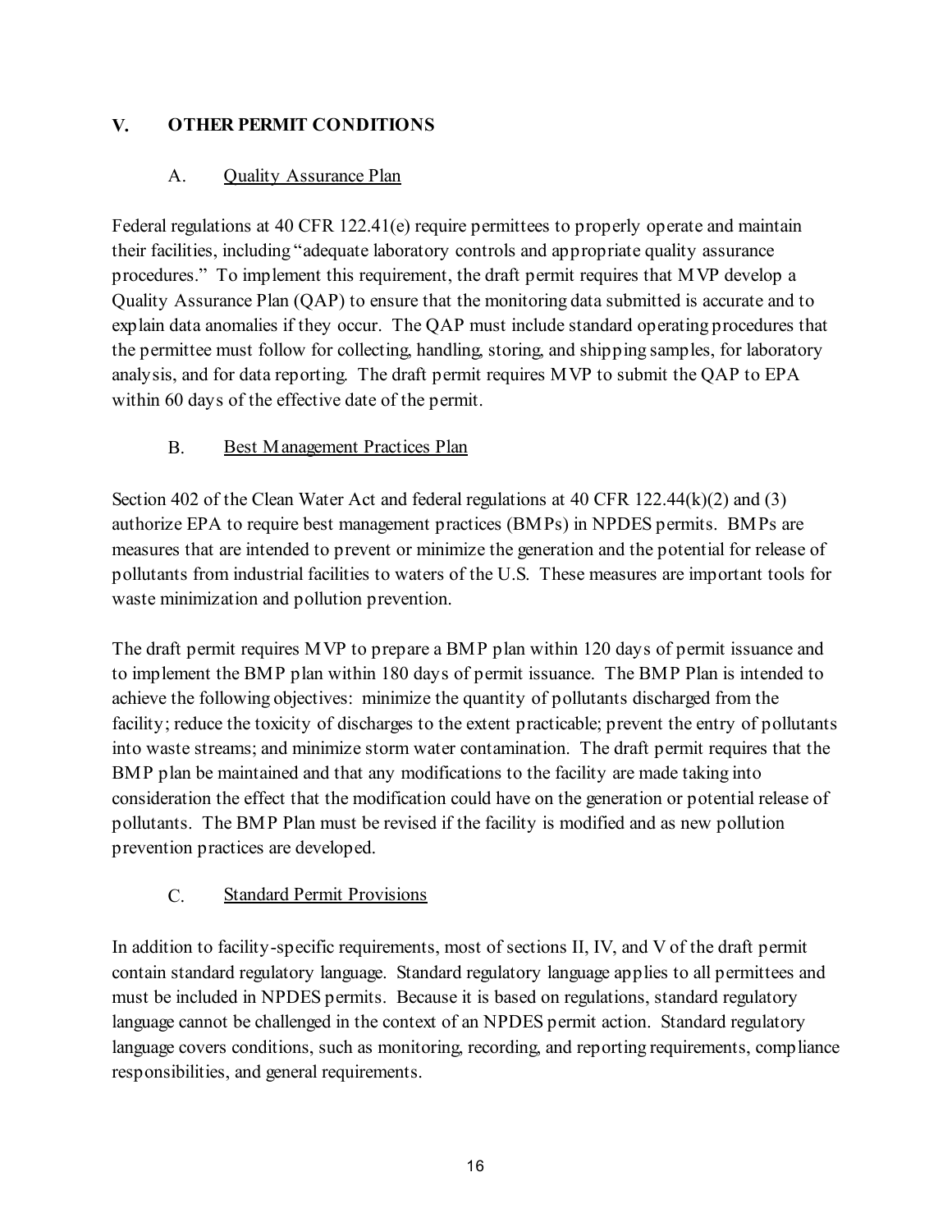## V. OTHER PERMIT CONDITIONS

### A. Quality Assurance Plan

Federal regulations at 40 CFR 122.41(e) require permittees to properly operate and maintain their facilities, including "adequate laboratory controls and appropriate quality assurance procedures." To implement this requirement, the draft permit requires that MVP develop a Quality Assurance Plan (QAP) to ensure that the monitoring data submitted is accurate and to explain data anomalies if they occur. The QAP must include standard operating procedures that the permittee must follow for collecting, handling, storing, and shipping samples, for laboratory analysis, and for data reporting. The draft permit requires MVP to submit the QAP to EPA within 60 days of the effective date of the permit.

### B. Best Management Practices Plan

Section 402 of the Clean Water Act and federal regulations at 40 CFR 122.44(k)(2) and (3) authorize EPA to require best management practices (BMPs) in NPDES permits. BMPs are measures that are intended to prevent or minimize the generation and the potential for release of pollutants from industrial facilities to waters of the U.S. These measures are important tools for waste minimization and pollution prevention.

The draft permit requires MVP to prepare a BMP plan within 120 days of permit issuance and to implement the BMP plan within 180 days of permit issuance. The BMP Plan is intended to achieve the following objectives: minimize the quantity of pollutants discharged from the facility; reduce the toxicity of discharges to the extent practicable; prevent the entry of pollutants into waste streams; and minimize storm water contamination. The draft permit requires that the BMP plan be maintained and that any modifications to the facility are made taking into consideration the effect that the modification could have on the generation or potential release of pollutants. The BMP Plan must be revised if the facility is modified and as new pollution prevention practices are developed.

### C. Standard Permit Provisions

In addition to facility-specific requirements, most of sections II, IV, and V of the draft permit contain standard regulatory language. Standard regulatory language applies to all permittees and must be included in NPDES permits. Because it is based on regulations, standard regulatory language cannot be challenged in the context of an NPDES permit action. Standard regulatory language covers conditions, such as monitoring, recording, and reporting requirements, compliance responsibilities, and general requirements.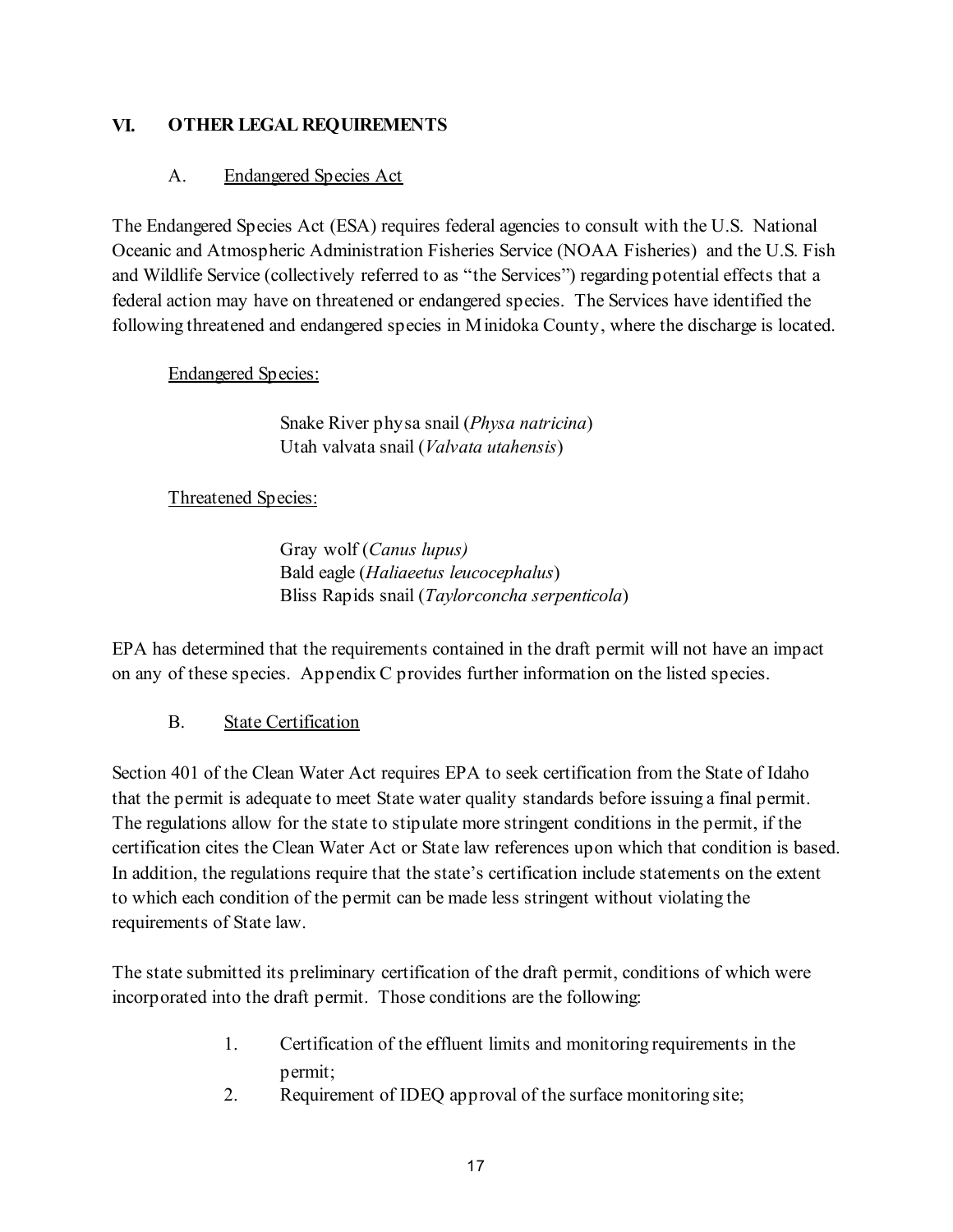## VI. OTHER LEGAL REQUIREMENTS

### A. Endangered Species Act

The Endangered Species Act (ESA) requires federal agencies to consult with the U.S. National Oceanic and Atmospheric Administration Fisheries Service (NOAA Fisheries) and the U.S. Fish and Wildlife Service (collectively referred to as "the Services") regarding potential effects that a federal action may have on threatened or endangered species. The Services have identified the following threatened and endangered species in Minidoka County, where the discharge is located.

Endangered Species:

Snake River physa snail (*Physa natricina*)
Utah valvata snail (*Valvata utahensis*)

Threatened Species:

Gray wolf (*Canus lupus)*
Bald eagle (*Haliaeetus leucocephalus*)
Bliss Rapids snail (*Taylorconcha serpenticola*)

EPA has determined that the requirements contained in the draft permit will not have an impact on any of these species. Appendix C provides further information on the listed species.

### B. State Certification

Section 401 of the Clean Water Act requires EPA to seek certification from the State of Idaho that the permit is adequate to meet State water quality standards before issuing a final permit. The regulations allow for the state to stipulate more stringent conditions in the permit, if the certification cites the Clean Water Act or State law references upon which that condition is based. In addition, the regulations require that the state's certification include statements on the extent to which each condition of the permit can be made less stringent without violating the requirements of State law.

The state submitted its preliminary certification of the draft permit, conditions of which were incorporated into the draft permit. Those conditions are the following:

1. Certification of the effluent limits and monitoring requirements in the permit;
2. Requirement of IDEQ approval of the surface monitoring site;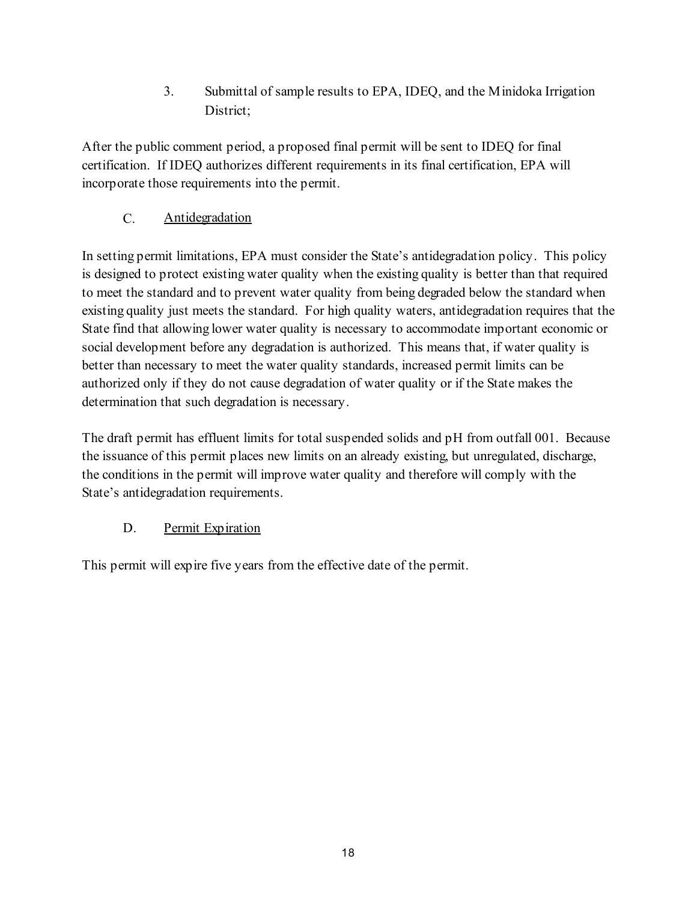3. Submittal of sample results to EPA, IDEQ, and the Minidoka Irrigation District;

After the public comment period, a proposed final permit will be sent to IDEQ for final certification. If IDEQ authorizes different requirements in its final certification, EPA will incorporate those requirements into the permit.

### C. Antidegradation

In setting permit limitations, EPA must consider the State's antidegradation policy. This policy is designed to protect existing water quality when the existing quality is better than that required to meet the standard and to prevent water quality from being degraded below the standard when existing quality just meets the standard. For high quality waters, antidegradation requires that the State find that allowing lower water quality is necessary to accommodate important economic or social development before any degradation is authorized. This means that, if water quality is better than necessary to meet the water quality standards, increased permit limits can be authorized only if they do not cause degradation of water quality or if the State makes the determination that such degradation is necessary.

The draft permit has effluent limits for total suspended solids and pH from outfall 001. Because the issuance of this permit places new limits on an already existing, but unregulated, discharge, the conditions in the permit will improve water quality and therefore will comply with the State's antidegradation requirements.

### D. Permit Expiration

This permit will expire five years from the effective date of the permit.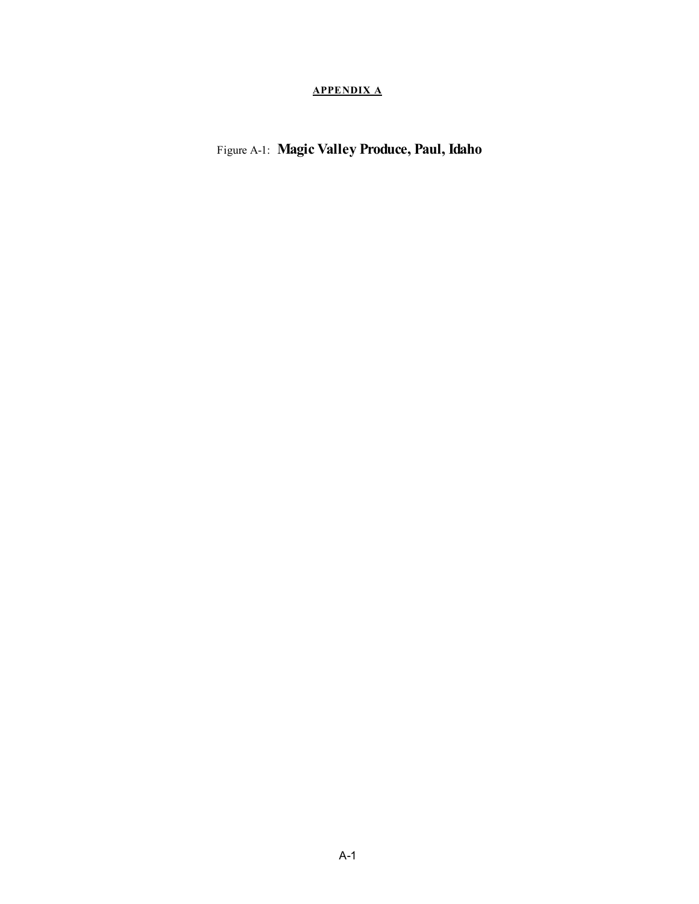**APPENDIX A**

Figure A-1: **Magic Valley Produce, Paul, Idaho**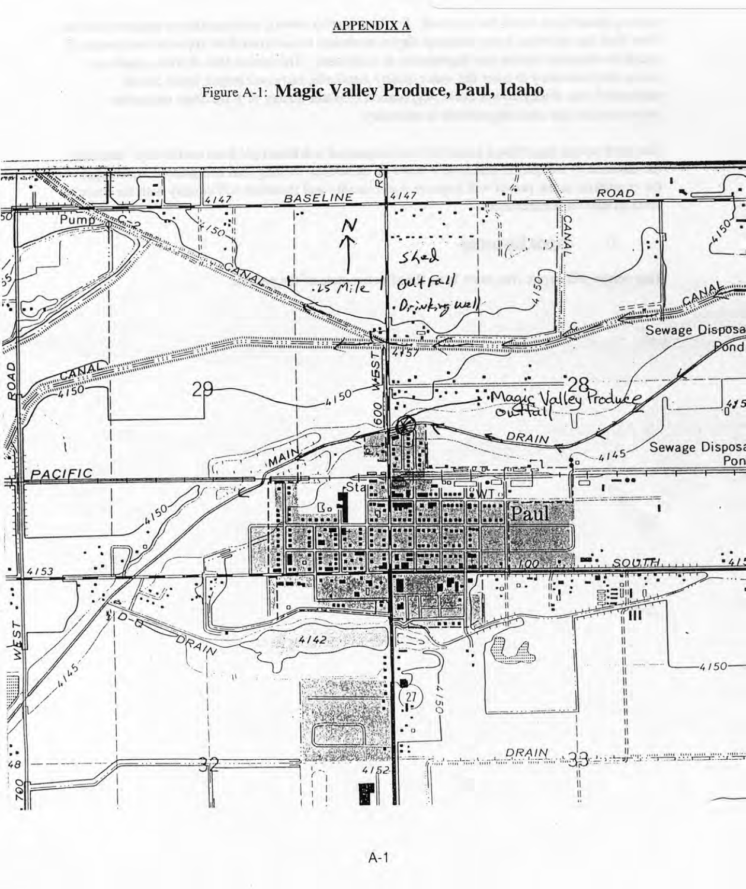## APPENDIX A

Figure A-1: **Magic Valley Produce, Paul, Idaho**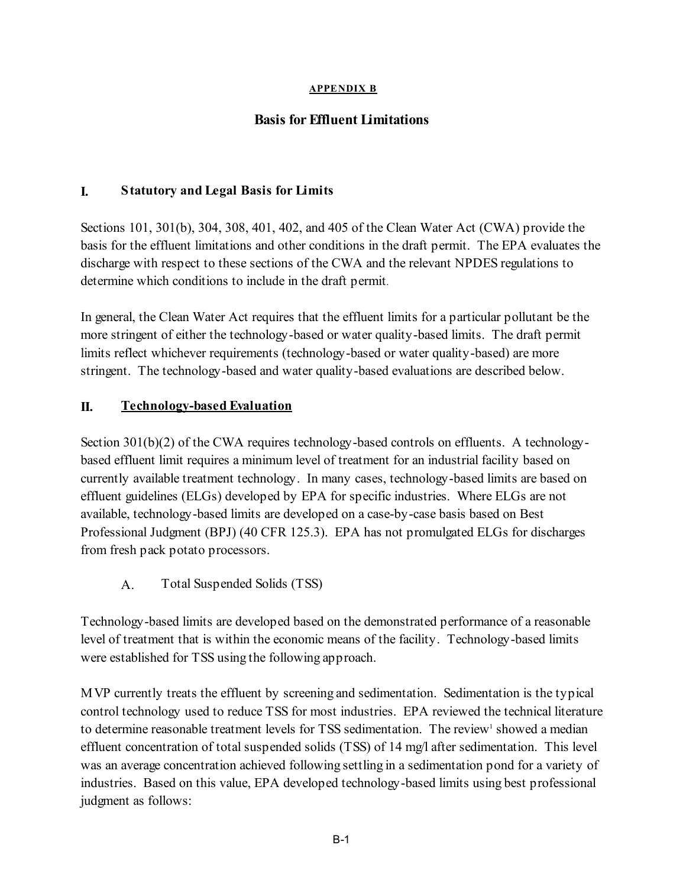**APPENDIX B**

# Basis for Effluent Limitations

## I. Statutory and Legal Basis for Limits

Sections 101, 301(b), 304, 308, 401, 402, and 405 of the Clean Water Act (CWA) provide the basis for the effluent limitations and other conditions in the draft permit. The EPA evaluates the discharge with respect to these sections of the CWA and the relevant NPDES regulations to determine which conditions to include in the draft permit.

In general, the Clean Water Act requires that the effluent limits for a particular pollutant be the more stringent of either the technology-based or water quality-based limits. The draft permit limits reflect whichever requirements (technology-based or water quality-based) are more stringent. The technology-based and water quality-based evaluations are described below.

## II. Technology-based Evaluation

Section 301(b)(2) of the CWA requires technology-based controls on effluents. A technology-based effluent limit requires a minimum level of treatment for an industrial facility based on currently available treatment technology. In many cases, technology-based limits are based on effluent guidelines (ELGs) developed by EPA for specific industries. Where ELGs are not available, technology-based limits are developed on a case-by-case basis based on Best Professional Judgment (BPJ) (40 CFR 125.3). EPA has not promulgated ELGs for discharges from fresh pack potato processors.

### A. Total Suspended Solids (TSS)

Technology-based limits are developed based on the demonstrated performance of a reasonable level of treatment that is within the economic means of the facility. Technology-based limits were established for TSS using the following approach.

MVP currently treats the effluent by screening and sedimentation. Sedimentation is the typical control technology used to reduce TSS for most industries. EPA reviewed the technical literature to determine reasonable treatment levels for TSS sedimentation. The review[1] showed a median effluent concentration of total suspended solids (TSS) of 14 mg/l after sedimentation. This level was an average concentration achieved following settling in a sedimentation pond for a variety of industries. Based on this value, EPA developed technology-based limits using best professional judgment as follows: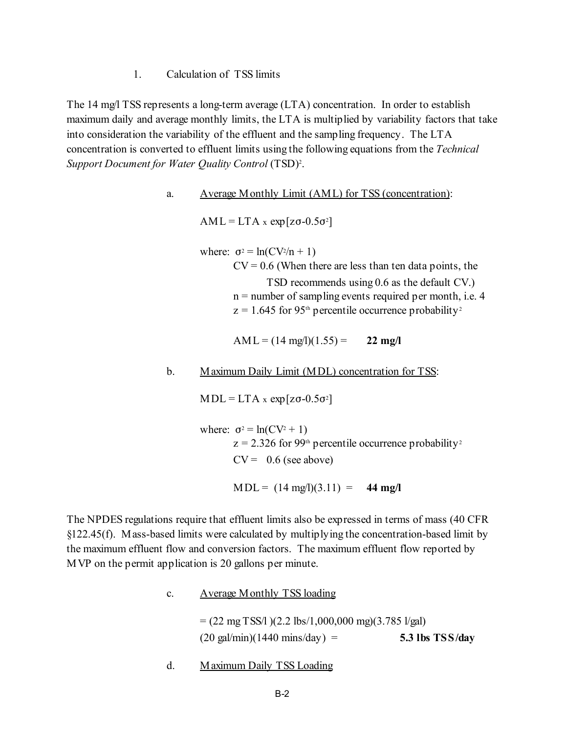1. Calculation of TSS limits

The 14 mg/l TSS represents a long-term average (LTA) concentration. In order to establish maximum daily and average monthly limits, the LTA is multiplied by variability factors that take into consideration the variability of the effluent and the sampling frequency. The LTA concentration is converted to effluent limits using the following equations from the *Technical Support Document for Water Quality Control* (TSD)[2].

a. Average Monthly Limit (AML) for TSS (concentration):

$$AML = LTA \times \exp[z\sigma - 0.5\sigma^2]$$

where: $\sigma^2 = \ln(CV^2/n + 1)$

$CV = 0.6$ (When there are less than ten data points, the TSD recommends using 0.6 as the default CV.)

$n$ = number of sampling events required per month, i.e. 4

$z = 1.645$ for 95[th] percentile occurrence probability[2]

AML = (14 mg/l)(1.55) = **22 mg/l**

b. Maximum Daily Limit (MDL) concentration for TSS:

$$MDL = LTA \times \exp[z\sigma - 0.5\sigma^2]$$

where: $\sigma^2 = \ln(CV^2 + 1)$

$z = 2.326$ for 99[th] percentile occurrence probability[2]

$CV = 0.6$ (see above)

MDL = (14 mg/l)(3.11) = **44 mg/l**

The NPDES regulations require that effluent limits also be expressed in terms of mass (40 CFR §122.45(f). Mass-based limits were calculated by multiplying the concentration-based limit by the maximum effluent flow and conversion factors. The maximum effluent flow reported by MVP on the permit application is 20 gallons per minute.

c. Average Monthly TSS loading

= (22 mg TSS/l )(2.2 lbs/1,000,000 mg)(3.785 l/gal)
(20 gal/min)(1440 mins/day) = **5.3 lbs TSS/day**

d. Maximum Daily TSS Loading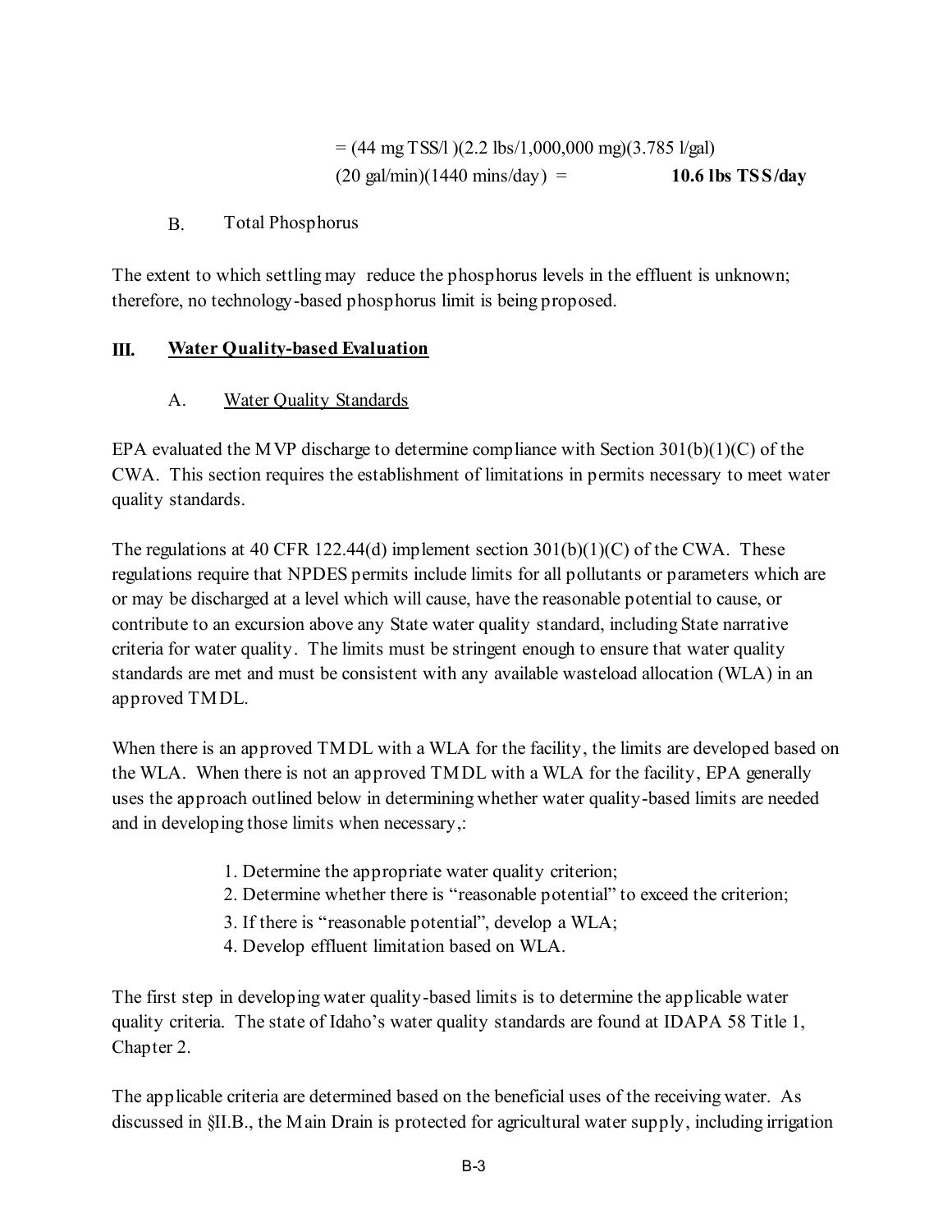= (44 mg TSS/l )(2.2 lbs/1,000,000 mg)(3.785 l/gal)
(20 gal/min)(1440 mins/day) = **10.6 lbs TSS/day**

B. Total Phosphorus

The extent to which settling may reduce the phosphorus levels in the effluent is unknown; therefore, no technology-based phosphorus limit is being proposed.

## III. Water Quality-based Evaluation

### A. Water Quality Standards

EPA evaluated the MVP discharge to determine compliance with Section 301(b)(1)(C) of the CWA. This section requires the establishment of limitations in permits necessary to meet water quality standards.

The regulations at 40 CFR 122.44(d) implement section 301(b)(1)(C) of the CWA. These regulations require that NPDES permits include limits for all pollutants or parameters which are or may be discharged at a level which will cause, have the reasonable potential to cause, or contribute to an excursion above any State water quality standard, including State narrative criteria for water quality. The limits must be stringent enough to ensure that water quality standards are met and must be consistent with any available wasteload allocation (WLA) in an approved TMDL.

When there is an approved TMDL with a WLA for the facility, the limits are developed based on the WLA. When there is not an approved TMDL with a WLA for the facility, EPA generally uses the approach outlined below in determining whether water quality-based limits are needed and in developing those limits when necessary,:

1. Determine the appropriate water quality criterion;
2. Determine whether there is "reasonable potential" to exceed the criterion;
3. If there is "reasonable potential", develop a WLA;
4. Develop effluent limitation based on WLA.

The first step in developing water quality-based limits is to determine the applicable water quality criteria. The state of Idaho's water quality standards are found at IDAPA 58 Title 1, Chapter 2.

The applicable criteria are determined based on the beneficial uses of the receiving water. As discussed in §II.B., the Main Drain is protected for agricultural water supply, including irrigation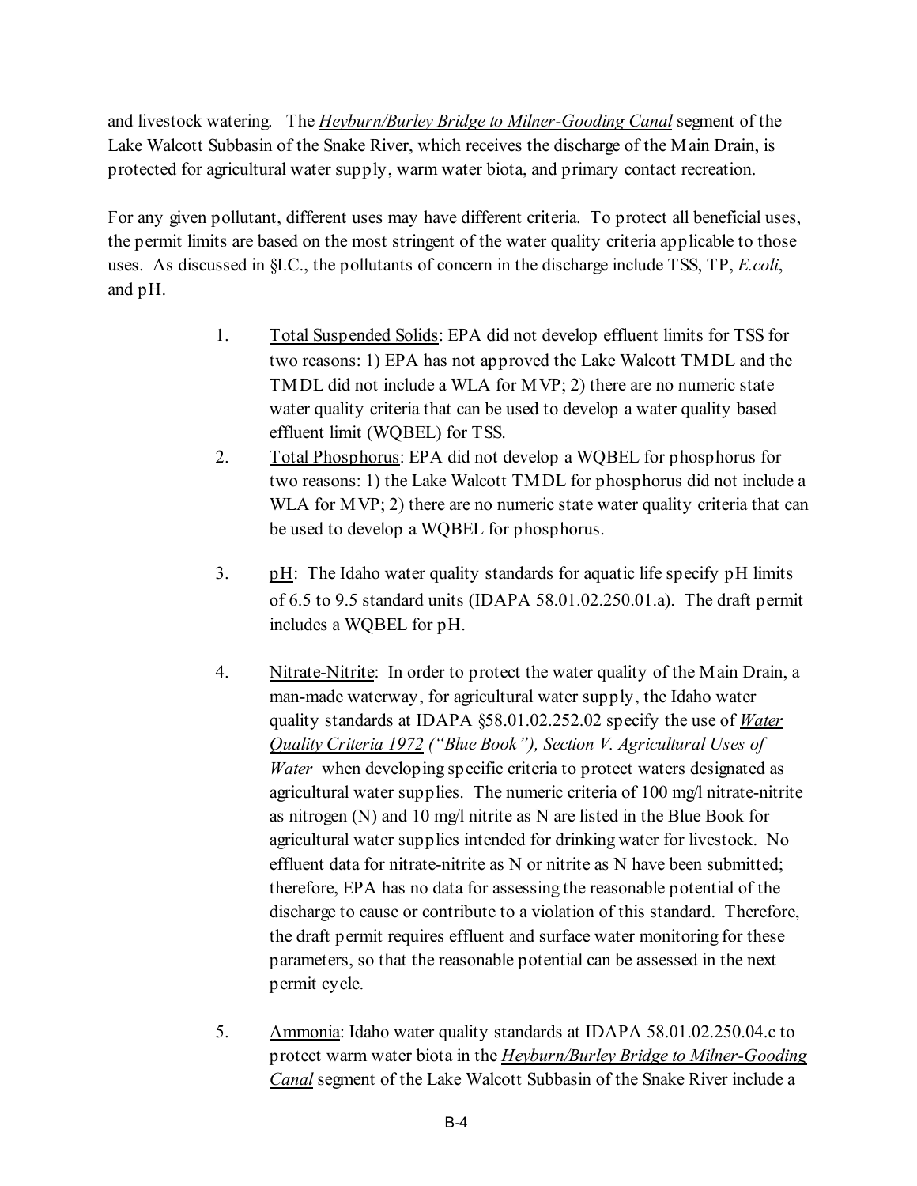and livestock watering. The *Heyburn/Burley Bridge to Milner-Gooding Canal* segment of the Lake Walcott Subbasin of the Snake River, which receives the discharge of the Main Drain, is protected for agricultural water supply, warm water biota, and primary contact recreation.

For any given pollutant, different uses may have different criteria. To protect all beneficial uses, the permit limits are based on the most stringent of the water quality criteria applicable to those uses. As discussed in §I.C., the pollutants of concern in the discharge include TSS, TP, *E.coli*, and pH.

1. Total Suspended Solids: EPA did not develop effluent limits for TSS for two reasons: 1) EPA has not approved the Lake Walcott TMDL and the TMDL did not include a WLA for MVP; 2) there are no numeric state water quality criteria that can be used to develop a water quality based effluent limit (WQBEL) for TSS.
2. Total Phosphorus: EPA did not develop a WQBEL for phosphorus for two reasons: 1) the Lake Walcott TMDL for phosphorus did not include a WLA for MVP; 2) there are no numeric state water quality criteria that can be used to develop a WQBEL for phosphorus.
3. pH: The Idaho water quality standards for aquatic life specify pH limits of 6.5 to 9.5 standard units (IDAPA 58.01.02.250.01.a). The draft permit includes a WQBEL for pH.
4. Nitrate-Nitrite: In order to protect the water quality of the Main Drain, a man-made waterway, for agricultural water supply, the Idaho water quality standards at IDAPA §58.01.02.252.02 specify the use of *Water Quality Criteria 1972 ("Blue Book"), Section V. Agricultural Uses of Water* when developing specific criteria to protect waters designated as agricultural water supplies. The numeric criteria of 100 mg/l nitrate-nitrite as nitrogen (N) and 10 mg/l nitrite as N are listed in the Blue Book for agricultural water supplies intended for drinking water for livestock. No effluent data for nitrate-nitrite as N or nitrite as N have been submitted; therefore, EPA has no data for assessing the reasonable potential of the discharge to cause or contribute to a violation of this standard. Therefore, the draft permit requires effluent and surface water monitoring for these parameters, so that the reasonable potential can be assessed in the next permit cycle.
5. Ammonia: Idaho water quality standards at IDAPA 58.01.02.250.04.c to protect warm water biota in the *Heyburn/Burley Bridge to Milner-Gooding Canal* segment of the Lake Walcott Subbasin of the Snake River include a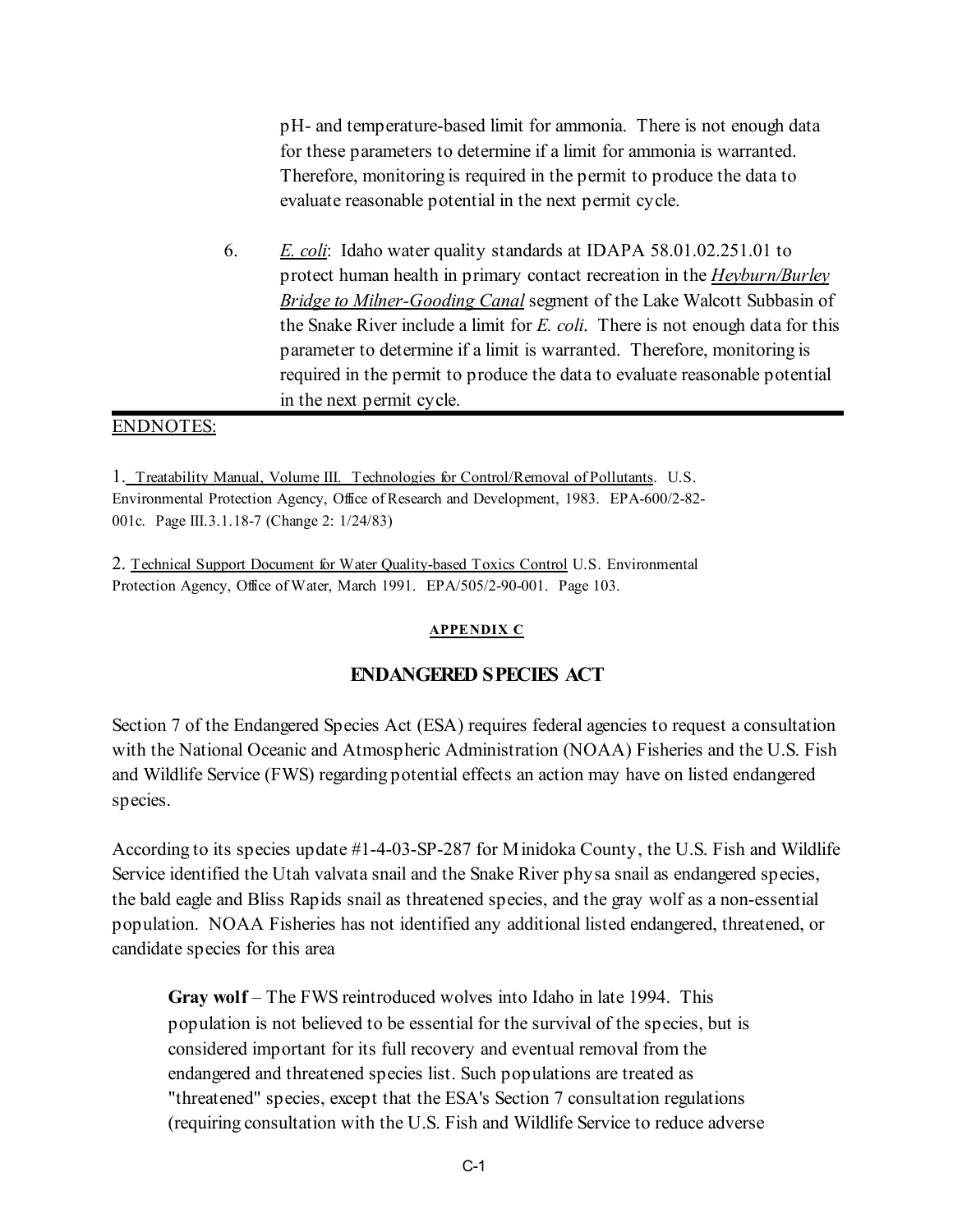pH- and temperature-based limit for ammonia. There is not enough data for these parameters to determine if a limit for ammonia is warranted. Therefore, monitoring is required in the permit to produce the data to evaluate reasonable potential in the next permit cycle.

6. *E. coli*: Idaho water quality standards at IDAPA 58.01.02.251.01 to protect human health in primary contact recreation in the ***Heyburn/Burley Bridge to Milner-Gooding Canal*** segment of the Lake Walcott Subbasin of the Snake River include a limit for *E. coli*. There is not enough data for this parameter to determine if a limit is warranted. Therefore, monitoring is required in the permit to produce the data to evaluate reasonable potential in the next permit cycle.

---

ENDNOTES:

1. Treatability Manual, Volume III. Technologies for Control/Removal of Pollutants. U.S. Environmental Protection Agency, Office of Research and Development, 1983. EPA-600/2-82-001c. Page III.3.1.18-7 (Change 2: 1/24/83)

2. Technical Support Document for Water Quality-based Toxics Control U.S. Environmental Protection Agency, Office of Water, March 1991. EPA/505/2-90-001. Page 103.

#### APPENDIX C

## ENDANGERED SPECIES ACT

Section 7 of the Endangered Species Act (ESA) requires federal agencies to request a consultation with the National Oceanic and Atmospheric Administration (NOAA) Fisheries and the U.S. Fish and Wildlife Service (FWS) regarding potential effects an action may have on listed endangered species.

According to its species update #1-4-03-SP-287 for Minidoka County, the U.S. Fish and Wildlife Service identified the Utah valvata snail and the Snake River physa snail as endangered species, the bald eagle and Bliss Rapids snail as threatened species, and the gray wolf as a non-essential population. NOAA Fisheries has not identified any additional listed endangered, threatened, or candidate species for this area

**Gray wolf** – The FWS reintroduced wolves into Idaho in late 1994. This population is not believed to be essential for the survival of the species, but is considered important for its full recovery and eventual removal from the endangered and threatened species list. Such populations are treated as "threatened" species, except that the ESA's Section 7 consultation regulations (requiring consultation with the U.S. Fish and Wildlife Service to reduce adverse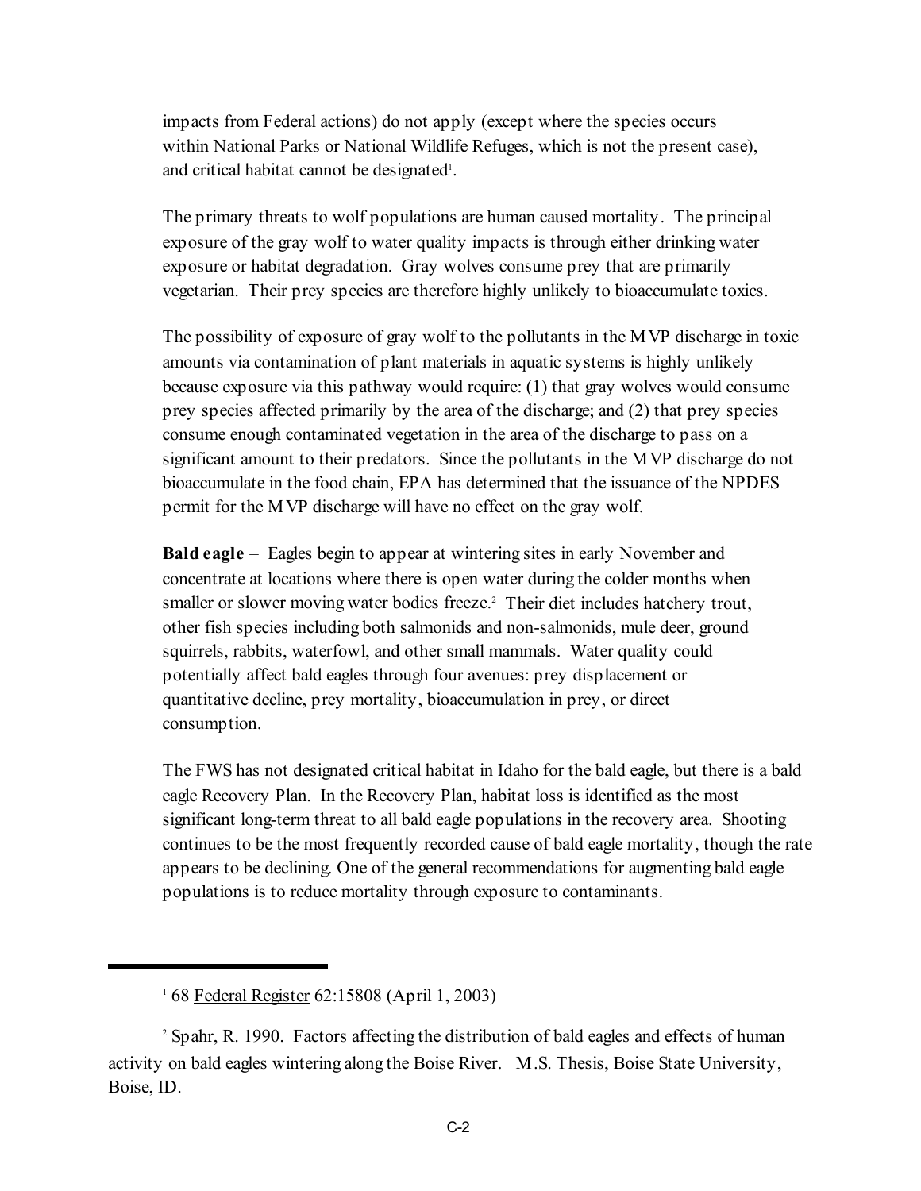impacts from Federal actions) do not apply (except where the species occurs within National Parks or National Wildlife Refuges, which is not the present case), and critical habitat cannot be designated[1].

The primary threats to wolf populations are human caused mortality. The principal exposure of the gray wolf to water quality impacts is through either drinking water exposure or habitat degradation. Gray wolves consume prey that are primarily vegetarian. Their prey species are therefore highly unlikely to bioaccumulate toxics.

The possibility of exposure of gray wolf to the pollutants in the MVP discharge in toxic amounts via contamination of plant materials in aquatic systems is highly unlikely because exposure via this pathway would require: (1) that gray wolves would consume prey species affected primarily by the area of the discharge; and (2) that prey species consume enough contaminated vegetation in the area of the discharge to pass on a significant amount to their predators. Since the pollutants in the MVP discharge do not bioaccumulate in the food chain, EPA has determined that the issuance of the NPDES permit for the MVP discharge will have no effect on the gray wolf.

**Bald eagle** – Eagles begin to appear at wintering sites in early November and concentrate at locations where there is open water during the colder months when smaller or slower moving water bodies freeze.[2] Their diet includes hatchery trout, other fish species including both salmonids and non-salmonids, mule deer, ground squirrels, rabbits, waterfowl, and other small mammals. Water quality could potentially affect bald eagles through four avenues: prey displacement or quantitative decline, prey mortality, bioaccumulation in prey, or direct consumption.

The FWS has not designated critical habitat in Idaho for the bald eagle, but there is a bald eagle Recovery Plan. In the Recovery Plan, habitat loss is identified as the most significant long-term threat to all bald eagle populations in the recovery area. Shooting continues to be the most frequently recorded cause of bald eagle mortality, though the rate appears to be declining. One of the general recommendations for augmenting bald eagle populations is to reduce mortality through exposure to contaminants.

---

[1] 68 Federal Register 62:15808 (April 1, 2003)

[2] Spahr, R. 1990. Factors affecting the distribution of bald eagles and effects of human activity on bald eagles wintering along the Boise River. M.S. Thesis, Boise State University, Boise, ID.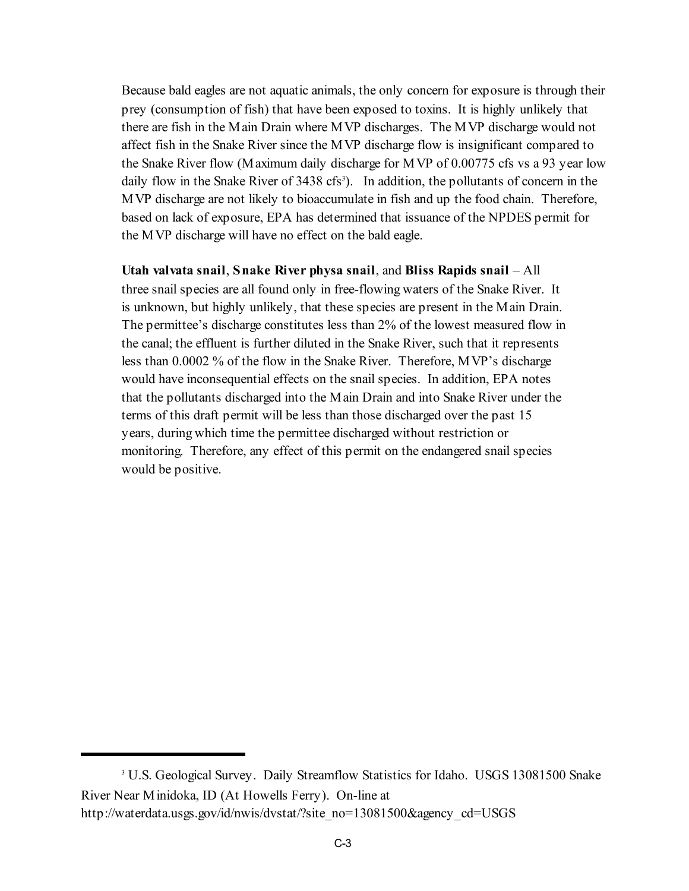Because bald eagles are not aquatic animals, the only concern for exposure is through their prey (consumption of fish) that have been exposed to toxins. It is highly unlikely that there are fish in the Main Drain where MVP discharges. The MVP discharge would not affect fish in the Snake River since the MVP discharge flow is insignificant compared to the Snake River flow (Maximum daily discharge for MVP of 0.00775 cfs vs a 93 year low daily flow in the Snake River of 3438 cfs[3]). In addition, the pollutants of concern in the MVP discharge are not likely to bioaccumulate in fish and up the food chain. Therefore, based on lack of exposure, EPA has determined that issuance of the NPDES permit for the MVP discharge will have no effect on the bald eagle.

**Utah valvata snail**, **Snake River physa snail**, and **Bliss Rapids snail** – All three snail species are all found only in free-flowing waters of the Snake River. It is unknown, but highly unlikely, that these species are present in the Main Drain. The permittee's discharge constitutes less than 2% of the lowest measured flow in the canal; the effluent is further diluted in the Snake River, such that it represents less than 0.0002 % of the flow in the Snake River. Therefore, MVP's discharge would have inconsequential effects on the snail species. In addition, EPA notes that the pollutants discharged into the Main Drain and into Snake River under the terms of this draft permit will be less than those discharged over the past 15 years, during which time the permittee discharged without restriction or monitoring. Therefore, any effect of this permit on the endangered snail species would be positive.

---

[3] U.S. Geological Survey. Daily Streamflow Statistics for Idaho. USGS 13081500 Snake River Near Minidoka, ID (At Howells Ferry). On-line at http://waterdata.usgs.gov/id/nwis/dvstat/?site_no=13081500&agency_cd=USGS